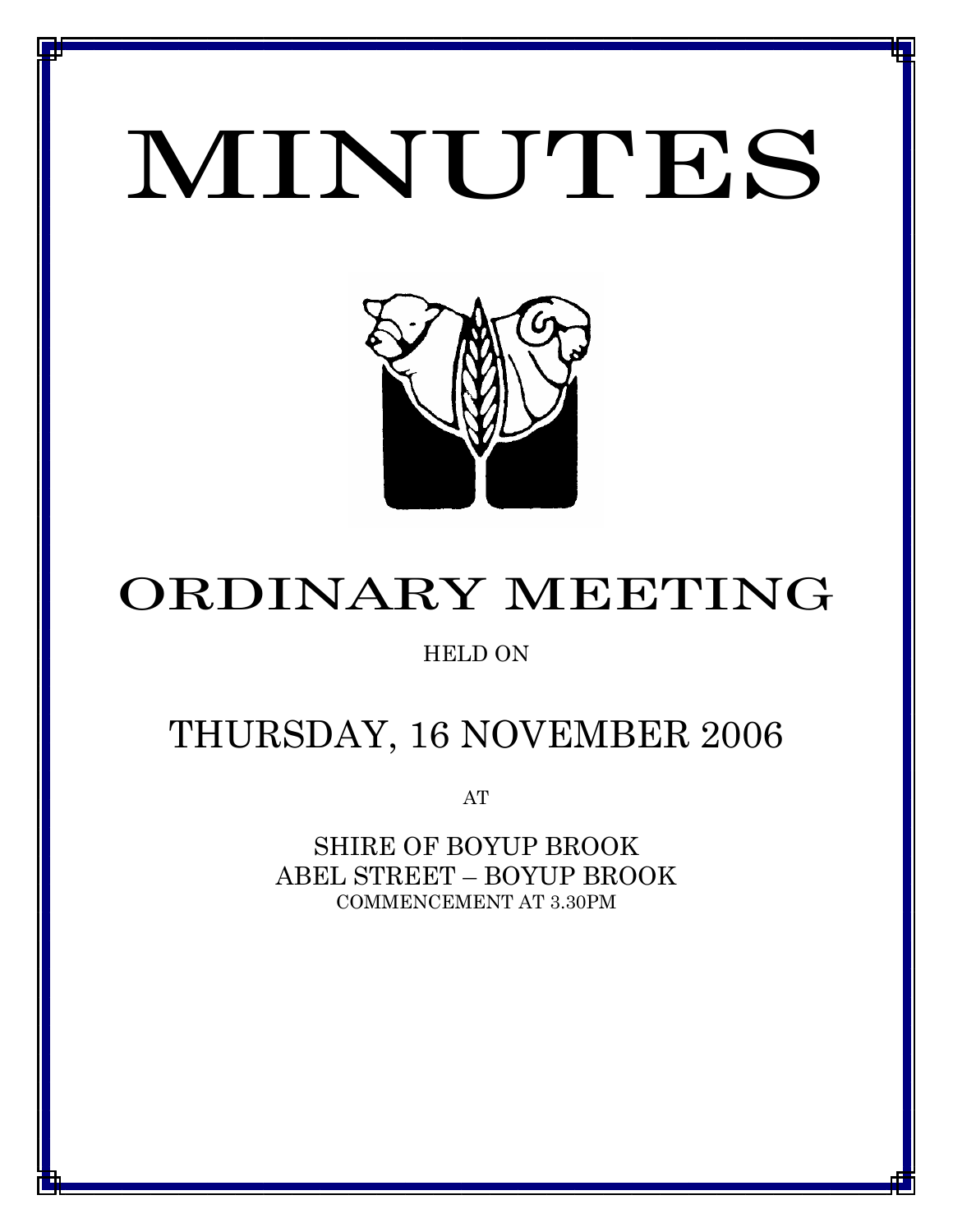# MINUTES

## ORDINARY MEETING

HELD ON

## THURSDAY, 16 NOVEMBER 2006

AT

SHIRE OF BOYUP BROOK
ABEL STREET – BOYUP BROOK
COMMENCEMENT AT 3.30PM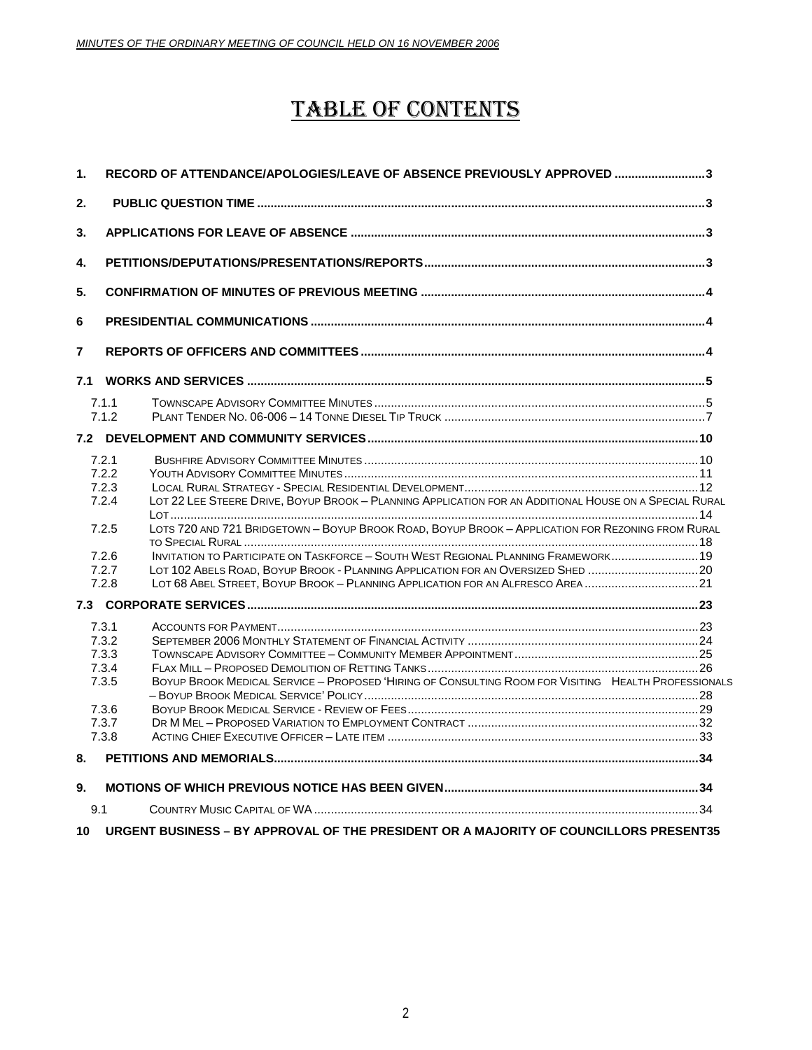# TABLE OF CONTENTS

**1. RECORD OF ATTENDANCE/APOLOGIES/LEAVE OF ABSENCE PREVIOUSLY APPROVED .......... 3**

**2. PUBLIC QUESTION TIME .......... 3**

**3. APPLICATIONS FOR LEAVE OF ABSENCE .......... 3**

**4. PETITIONS/DEPUTATIONS/PRESENTATIONS/REPORTS .......... 3**

**5. CONFIRMATION OF MINUTES OF PREVIOUS MEETING .......... 4**

**6 PRESIDENTIAL COMMUNICATIONS .......... 4**

**7 REPORTS OF OFFICERS AND COMMITTEES .......... 4**

**7.1 WORKS AND SERVICES .......... 5**

- 7.1.1 Townscape Advisory Committee Minutes .......... 5
- 7.1.2 Plant Tender No. 06-006 – 14 Tonne Diesel Tip Truck .......... 7

**7.2 DEVELOPMENT AND COMMUNITY SERVICES .......... 10**

- 7.2.1 Bushfire Advisory Committee Minutes .......... 10
- 7.2.2 Youth Advisory Committee Minutes .......... 11
- 7.2.3 Local Rural Strategy - Special Residential Development .......... 12
- 7.2.4 Lot 22 Lee Steere Drive, Boyup Brook – Planning Application for an Additional House on a Special Rural Lot .......... 14
- 7.2.5 Lots 720 and 721 Bridgetown – Boyup Brook Road, Boyup Brook – Application for Rezoning from Rural to Special Rural .......... 18
- 7.2.6 Invitation to Participate on Taskforce – South West Regional Planning Framework .......... 19
- 7.2.7 Lot 102 Abels Road, Boyup Brook - Planning Application for an Oversized Shed .......... 20
- 7.2.8 Lot 68 Abel Street, Boyup Brook – Planning Application for an Alfresco Area .......... 21

**7.3 CORPORATE SERVICES .......... 23**

- 7.3.1 Accounts for Payment .......... 23
- 7.3.2 September 2006 Monthly Statement of Financial Activity .......... 24
- 7.3.3 Townscape Advisory Committee – Community Member Appointment .......... 25
- 7.3.4 Flax Mill – Proposed Demolition of Retting Tanks .......... 26
- 7.3.5 Boyup Brook Medical Service – Proposed 'Hiring of Consulting Room for Visiting Health Professionals – Boyup Brook Medical Service' Policy .......... 28
- 7.3.6 Boyup Brook Medical Service - Review of Fees .......... 29
- 7.3.7 Dr M Mel – Proposed Variation to Employment Contract .......... 32
- 7.3.8 Acting Chief Executive Officer – Late item .......... 33

**8. PETITIONS AND MEMORIALS .......... 34**

**9. MOTIONS OF WHICH PREVIOUS NOTICE HAS BEEN GIVEN .......... 34**

- 9.1 Country Music Capital of WA .......... 34

**10 URGENT BUSINESS – BY APPROVAL OF THE PRESIDENT OR A MAJORITY OF COUNCILLORS PRESENT 35**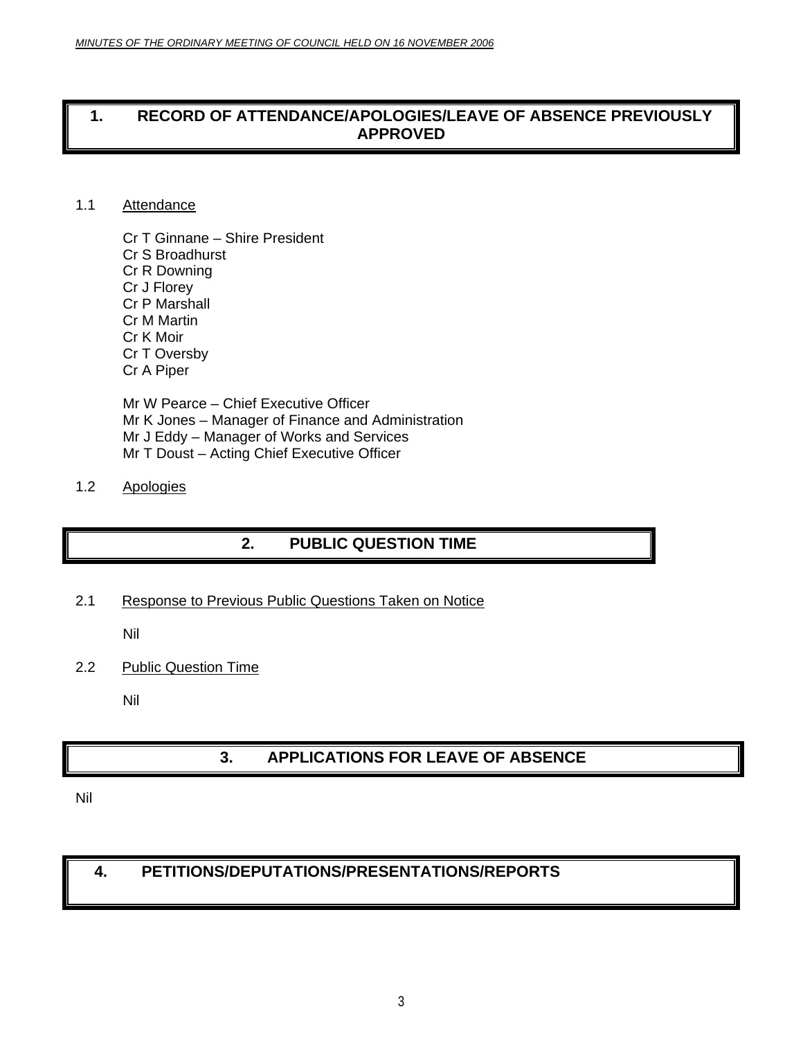# 1. RECORD OF ATTENDANCE/APOLOGIES/LEAVE OF ABSENCE PREVIOUSLY APPROVED

1.1 Attendance

Cr T Ginnane – Shire President
Cr S Broadhurst
Cr R Downing
Cr J Florey
Cr P Marshall
Cr M Martin
Cr K Moir
Cr T Oversby
Cr A Piper

Mr W Pearce – Chief Executive Officer
Mr K Jones – Manager of Finance and Administration
Mr J Eddy – Manager of Works and Services
Mr T Doust – Acting Chief Executive Officer

1.2 Apologies

# 2. PUBLIC QUESTION TIME

2.1 Response to Previous Public Questions Taken on Notice

Nil

2.2 Public Question Time

Nil

# 3. APPLICATIONS FOR LEAVE OF ABSENCE

Nil

# 4. PETITIONS/DEPUTATIONS/PRESENTATIONS/REPORTS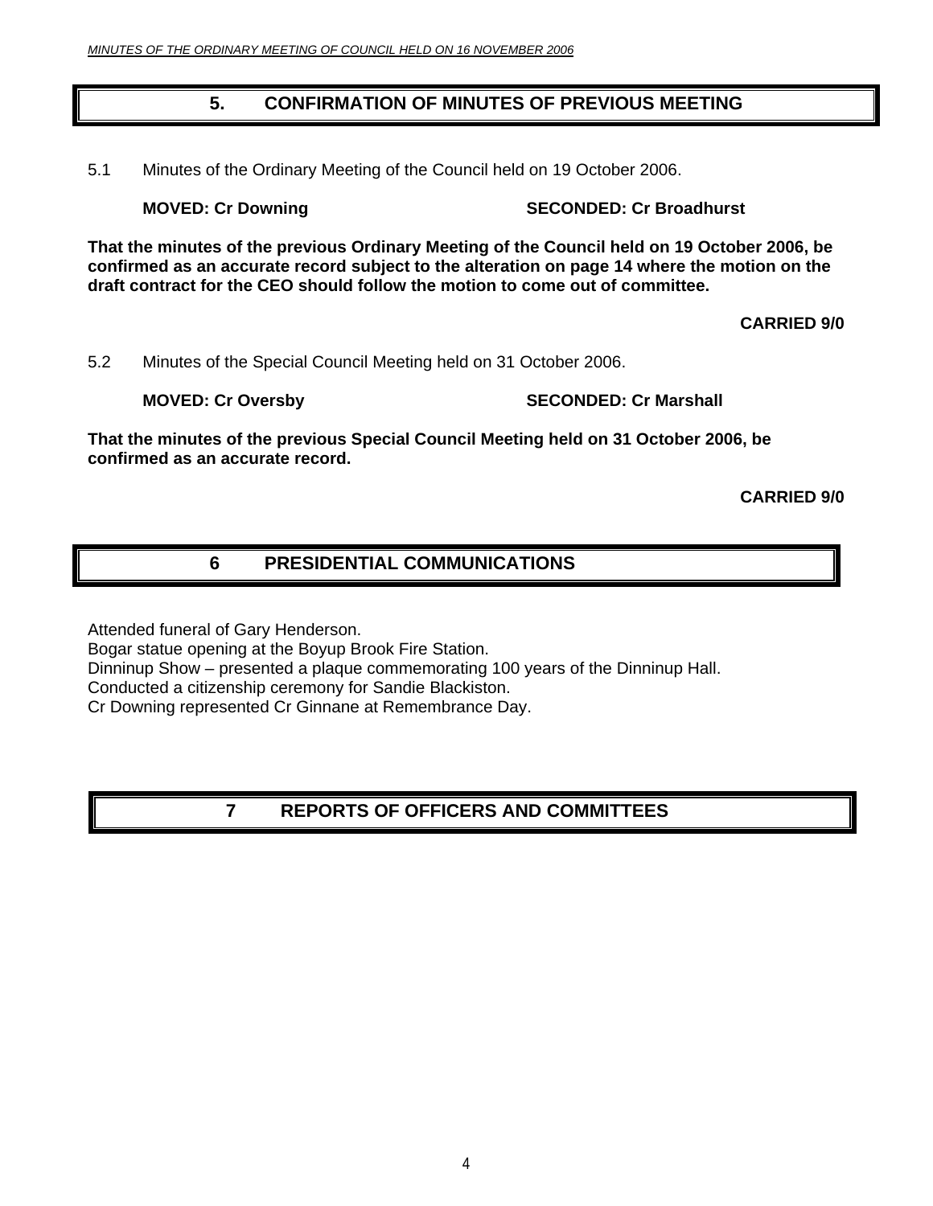## 5. CONFIRMATION OF MINUTES OF PREVIOUS MEETING

5.1 Minutes of the Ordinary Meeting of the Council held on 19 October 2006.

**MOVED: Cr Downing** **SECONDED: Cr Broadhurst**

**That the minutes of the previous Ordinary Meeting of the Council held on 19 October 2006, be confirmed as an accurate record subject to the alteration on page 14 where the motion on the draft contract for the CEO should follow the motion to come out of committee.**

**CARRIED 9/0**

5.2 Minutes of the Special Council Meeting held on 31 October 2006.

**MOVED: Cr Oversby** **SECONDED: Cr Marshall**

**That the minutes of the previous Special Council Meeting held on 31 October 2006, be confirmed as an accurate record.**

**CARRIED 9/0**

## 6 PRESIDENTIAL COMMUNICATIONS

Attended funeral of Gary Henderson.
Bogar statue opening at the Boyup Brook Fire Station.
Dinninup Show – presented a plaque commemorating 100 years of the Dinninup Hall.
Conducted a citizenship ceremony for Sandie Blackiston.
Cr Downing represented Cr Ginnane at Remembrance Day.

## 7 REPORTS OF OFFICERS AND COMMITTEES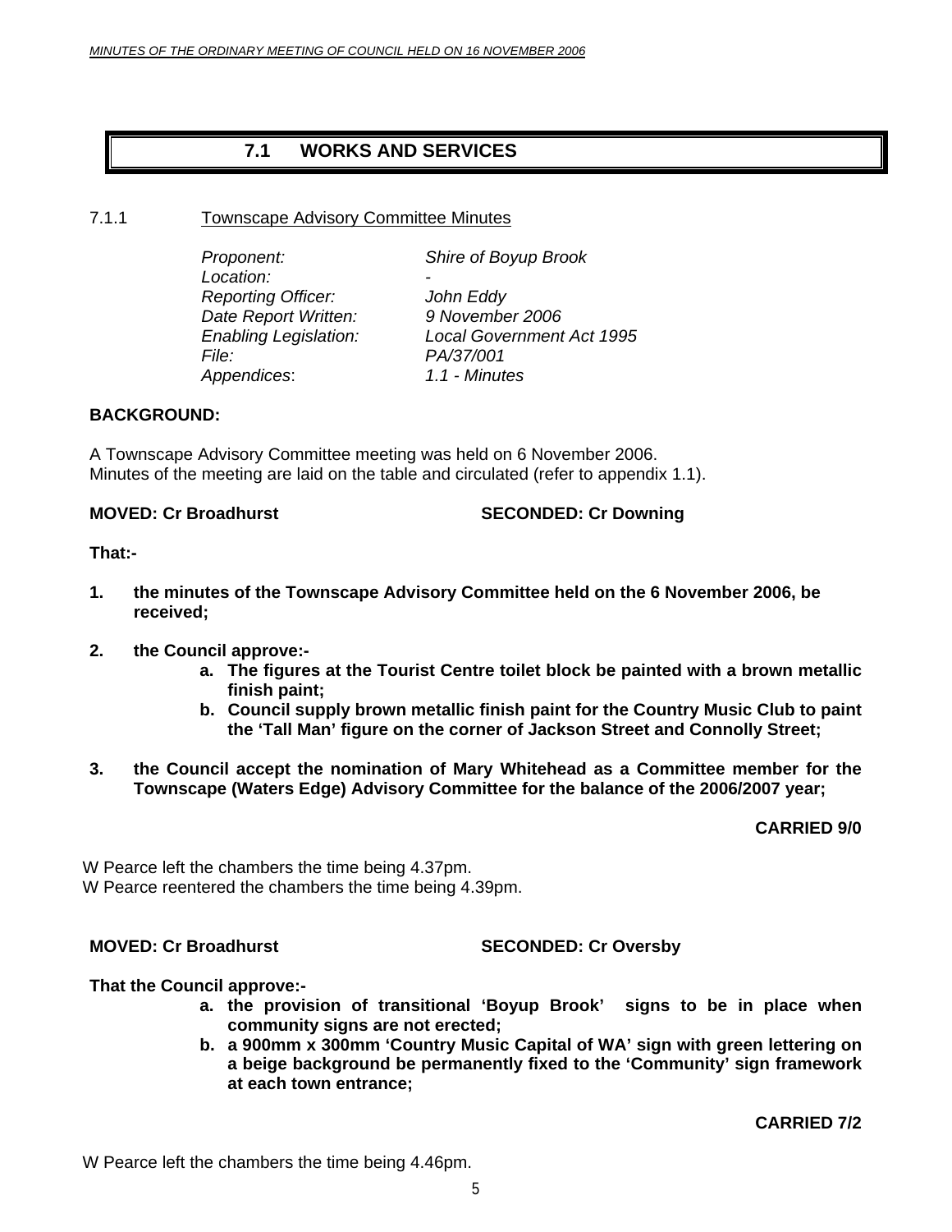## 7.1 WORKS AND SERVICES

### 7.1.1 Townscape Advisory Committee Minutes

| | |
|---|---|
| *Proponent:* | *Shire of Boyup Brook* |
| *Location:* | *-* |
| *Reporting Officer:* | *John Eddy* |
| *Date Report Written:* | *9 November 2006* |
| *Enabling Legislation:* | *Local Government Act 1995* |
| *File:* | *PA/37/001* |
| *Appendices*: | *1.1 - Minutes* |

**BACKGROUND:**

A Townscape Advisory Committee meeting was held on 6 November 2006.
Minutes of the meeting are laid on the table and circulated (refer to appendix 1.1).

**MOVED: Cr Broadhurst** **SECONDED: Cr Downing**

**That:-**

1. **the minutes of the Townscape Advisory Committee held on the 6 November 2006, be received;**

2. **the Council approve:-**
   a. **The figures at the Tourist Centre toilet block be painted with a brown metallic finish paint;**
   b. **Council supply brown metallic finish paint for the Country Music Club to paint the 'Tall Man' figure on the corner of Jackson Street and Connolly Street;**

3. **the Council accept the nomination of Mary Whitehead as a Committee member for the Townscape (Waters Edge) Advisory Committee for the balance of the 2006/2007 year;**

**CARRIED 9/0**

W Pearce left the chambers the time being 4.37pm.
W Pearce reentered the chambers the time being 4.39pm.

**MOVED: Cr Broadhurst** **SECONDED: Cr Oversby**

**That the Council approve:-**

a. **the provision of transitional 'Boyup Brook' signs to be in place when community signs are not erected;**
b. **a 900mm x 300mm 'Country Music Capital of WA' sign with green lettering on a beige background be permanently fixed to the 'Community' sign framework at each town entrance;**

**CARRIED 7/2**

W Pearce left the chambers the time being 4.46pm.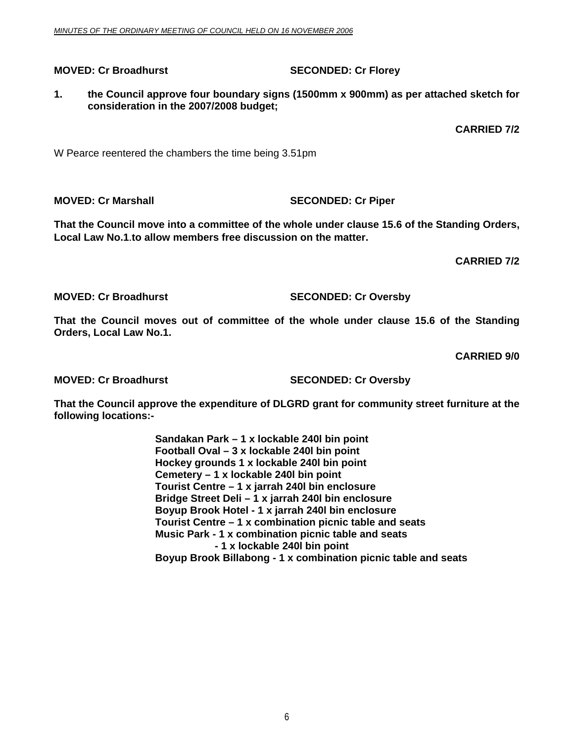**MOVED: Cr Broadhurst SECONDED: Cr Florey**

1. **the Council approve four boundary signs (1500mm x 900mm) as per attached sketch for consideration in the 2007/2008 budget;**

**CARRIED 7/2**

W Pearce reentered the chambers the time being 3.51pm

**MOVED: Cr Marshall SECONDED: Cr Piper**

**That the Council move into a committee of the whole under clause 15.6 of the Standing Orders, Local Law No.1.to allow members free discussion on the matter.**

**CARRIED 7/2**

**MOVED: Cr Broadhurst SECONDED: Cr Oversby**

**That the Council moves out of committee of the whole under clause 15.6 of the Standing Orders, Local Law No.1.**

**CARRIED 9/0**

**MOVED: Cr Broadhurst SECONDED: Cr Oversby**

**That the Council approve the expenditure of DLGRD grant for community street furniture at the following locations:-**

**Sandakan Park – 1 x lockable 240l bin point**
**Football Oval – 3 x lockable 240l bin point**
**Hockey grounds 1 x lockable 240l bin point**
**Cemetery – 1 x lockable 240l bin point**
**Tourist Centre – 1 x jarrah 240l bin enclosure**
**Bridge Street Deli – 1 x jarrah 240l bin enclosure**
**Boyup Brook Hotel - 1 x jarrah 240l bin enclosure**
**Tourist Centre – 1 x combination picnic table and seats**
**Music Park - 1 x combination picnic table and seats**
**- 1 x lockable 240l bin point**
**Boyup Brook Billabong - 1 x combination picnic table and seats**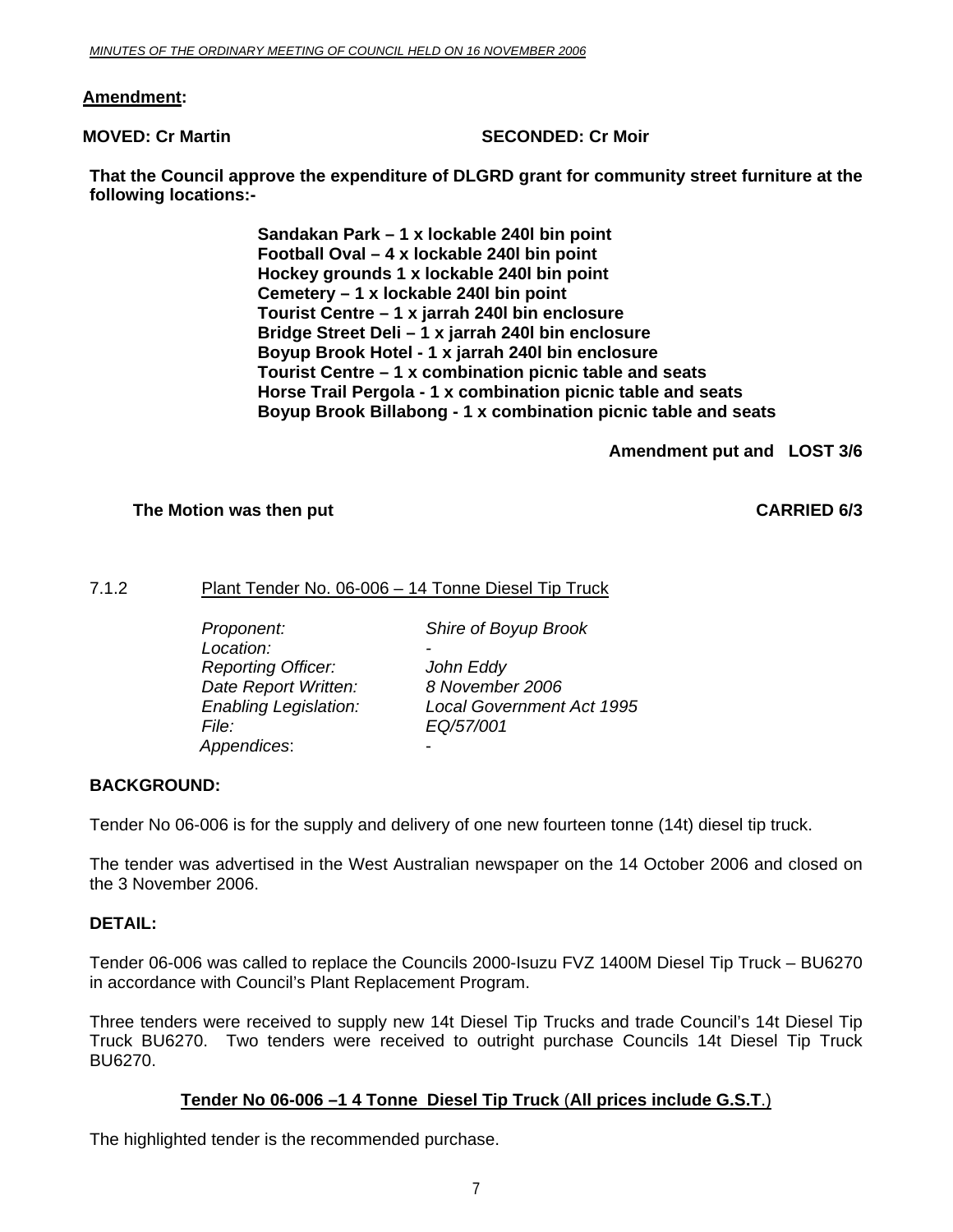**Amendment:**

**MOVED: Cr Martin** **SECONDED: Cr Moir**

**That the Council approve the expenditure of DLGRD grant for community street furniture at the following locations:-**

**Sandakan Park – 1 x lockable 240l bin point**
**Football Oval – 4 x lockable 240l bin point**
**Hockey grounds 1 x lockable 240l bin point**
**Cemetery – 1 x lockable 240l bin point**
**Tourist Centre – 1 x jarrah 240l bin enclosure**
**Bridge Street Deli – 1 x jarrah 240l bin enclosure**
**Boyup Brook Hotel - 1 x jarrah 240l bin enclosure**
**Tourist Centre – 1 x combination picnic table and seats**
**Horse Trail Pergola - 1 x combination picnic table and seats**
**Boyup Brook Billabong - 1 x combination picnic table and seats**

**Amendment put and LOST 3/6**

**The Motion was then put** **CARRIED 6/3**

## 7.1.2 Plant Tender No. 06-006 – 14 Tonne Diesel Tip Truck

*Proponent:* *Shire of Boyup Brook*
*Location:* -
*Reporting Officer:* *John Eddy*
*Date Report Written:* *8 November 2006*
*Enabling Legislation:* *Local Government Act 1995*
*File:* *EQ/57/001*
*Appendices*: -

**BACKGROUND:**

Tender No 06-006 is for the supply and delivery of one new fourteen tonne (14t) diesel tip truck.

The tender was advertised in the West Australian newspaper on the 14 October 2006 and closed on the 3 November 2006.

**DETAIL:**

Tender 06-006 was called to replace the Councils 2000-Isuzu FVZ 1400M Diesel Tip Truck – BU6270 in accordance with Council's Plant Replacement Program.

Three tenders were received to supply new 14t Diesel Tip Trucks and trade Council's 14t Diesel Tip Truck BU6270. Two tenders were received to outright purchase Councils 14t Diesel Tip Truck BU6270.

**Tender No 06-006 –1 4 Tonne Diesel Tip Truck (All prices include G.S.T.)**

The highlighted tender is the recommended purchase.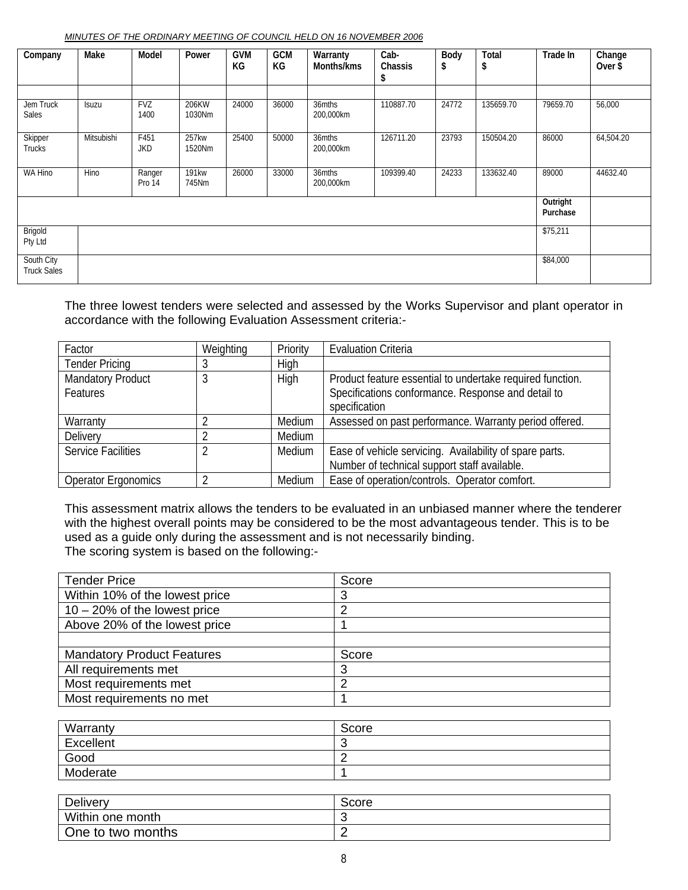| Company | Make | Model | Power | GVM KG | GCM KG | Warranty Months/kms | Cab-Chassis $ | Body $ | Total $ | Trade In | Change Over $ |
|---|---|---|---|---|---|---|---|---|---|---|---|
| | | | | | | | | | | | |
| Jem Truck Sales | Isuzu | FVZ 1400 | 206KW 1030Nm | 24000 | 36000 | 36mths 200,000km | 110887.70 | 24772 | 135659.70 | 79659.70 | 56,000 |
| Skipper Trucks | Mitsubishi | F451 JKD | 257kw 1520Nm | 25400 | 50000 | 36mths 200,000km | 126711.20 | 23793 | 150504.20 | 86000 | 64,504.20 |
| WA Hino | Hino | Ranger Pro 14 | 191kw 745Nm | 26000 | 33000 | 36mths 200,000km | 109399.40 | 24233 | 133632.40 | 89000 | 44632.40 |
| | | | | | | | | | | **Outright Purchase** | |
| Brigold Pty Ltd | | | | | | | | | | $75,211 | |
| South City Truck Sales | | | | | | | | | | $84,000 | |

The three lowest tenders were selected and assessed by the Works Supervisor and plant operator in accordance with the following Evaluation Assessment criteria:-

| Factor | Weighting | Priority | Evaluation Criteria |
|---|---|---|---|
| Tender Pricing | 3 | High | |
| Mandatory Product Features | 3 | High | Product feature essential to undertake required function. Specifications conformance. Response and detail to specification |
| Warranty | 2 | Medium | Assessed on past performance. Warranty period offered. |
| Delivery | 2 | Medium | |
| Service Facilities | 2 | Medium | Ease of vehicle servicing. Availability of spare parts. Number of technical support staff available. |
| Operator Ergonomics | 2 | Medium | Ease of operation/controls. Operator comfort. |

This assessment matrix allows the tenders to be evaluated in an unbiased manner where the tenderer with the highest overall points may be considered to be the most advantageous tender. This is to be used as a guide only during the assessment and is not necessarily binding.
The scoring system is based on the following:-

| Tender Price | Score |
|---|---|
| Within 10% of the lowest price | 3 |
| 10 – 20% of the lowest price | 2 |
| Above 20% of the lowest price | 1 |
| | |
| Mandatory Product Features | Score |
| All requirements met | 3 |
| Most requirements met | 2 |
| Most requirements no met | 1 |

| Warranty | Score |
|---|---|
| Excellent | 3 |
| Good | 2 |
| Moderate | 1 |

| Delivery | Score |
|---|---|
| Within one month | 3 |
| One to two months | 2 |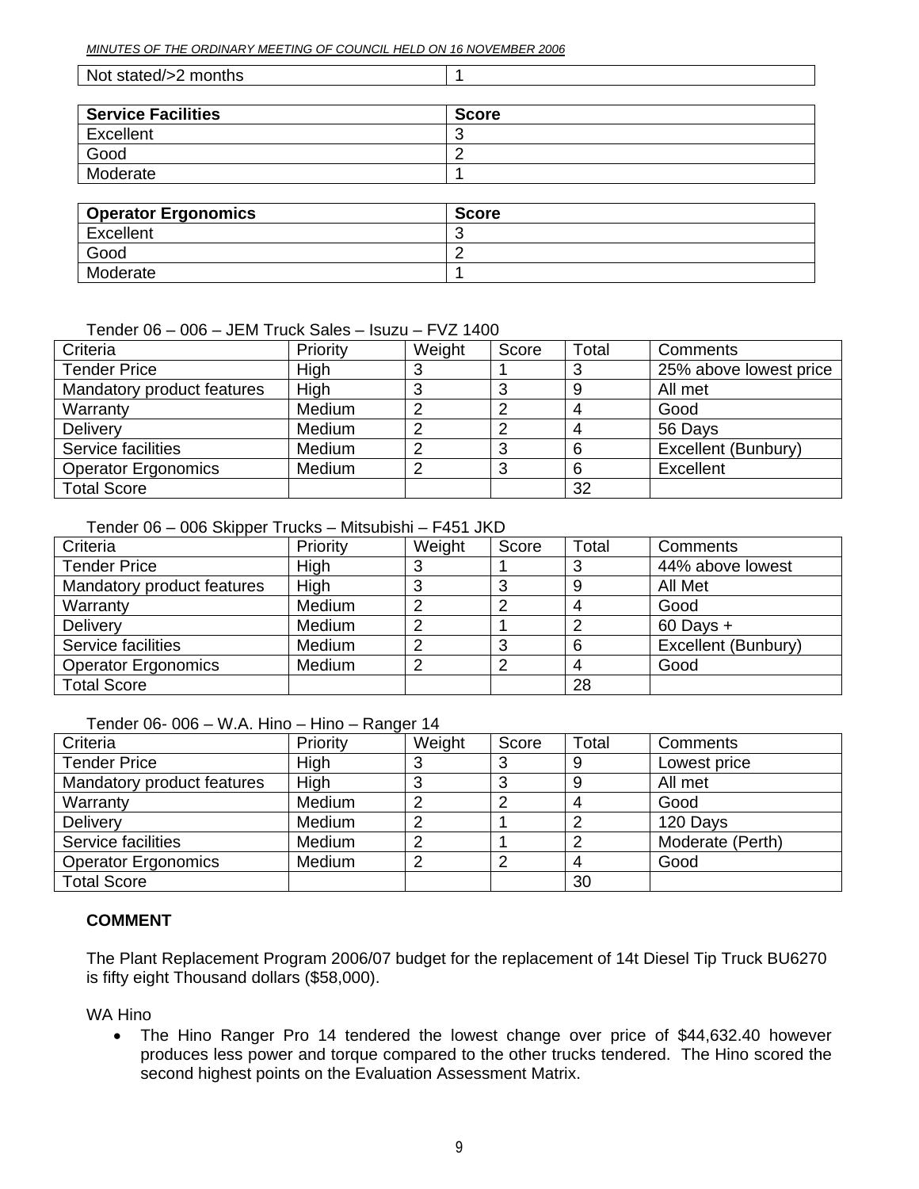| Not stated/>2 months | 1 |
|---|---|

| Service Facilities | Score |
|---|---|
| Excellent | 3 |
| Good | 2 |
| Moderate | 1 |

| Operator Ergonomics | Score |
|---|---|
| Excellent | 3 |
| Good | 2 |
| Moderate | 1 |

Tender 06 – 006 – JEM Truck Sales – Isuzu – FVZ 1400

| Criteria | Priority | Weight | Score | Total | Comments |
|---|---|---|---|---|---|
| Tender Price | High | 3 | 1 | 3 | 25% above lowest price |
| Mandatory product features | High | 3 | 3 | 9 | All met |
| Warranty | Medium | 2 | 2 | 4 | Good |
| Delivery | Medium | 2 | 2 | 4 | 56 Days |
| Service facilities | Medium | 2 | 3 | 6 | Excellent (Bunbury) |
| Operator Ergonomics | Medium | 2 | 3 | 6 | Excellent |
| Total Score | | | | 32 | |

Tender 06 – 006 Skipper Trucks – Mitsubishi – F451 JKD

| Criteria | Priority | Weight | Score | Total | Comments |
|---|---|---|---|---|---|
| Tender Price | High | 3 | 1 | 3 | 44% above lowest |
| Mandatory product features | High | 3 | 3 | 9 | All Met |
| Warranty | Medium | 2 | 2 | 4 | Good |
| Delivery | Medium | 2 | 1 | 2 | 60 Days + |
| Service facilities | Medium | 2 | 3 | 6 | Excellent (Bunbury) |
| Operator Ergonomics | Medium | 2 | 2 | 4 | Good |
| Total Score | | | | 28 | |

Tender 06- 006 – W.A. Hino – Hino – Ranger 14

| Criteria | Priority | Weight | Score | Total | Comments |
|---|---|---|---|---|---|
| Tender Price | High | 3 | 3 | 9 | Lowest price |
| Mandatory product features | High | 3 | 3 | 9 | All met |
| Warranty | Medium | 2 | 2 | 4 | Good |
| Delivery | Medium | 2 | 1 | 2 | 120 Days |
| Service facilities | Medium | 2 | 1 | 2 | Moderate (Perth) |
| Operator Ergonomics | Medium | 2 | 2 | 4 | Good |
| Total Score | | | | 30 | |

**COMMENT**

The Plant Replacement Program 2006/07 budget for the replacement of 14t Diesel Tip Truck BU6270 is fifty eight Thousand dollars ($58,000).

WA Hino

- The Hino Ranger Pro 14 tendered the lowest change over price of $44,632.40 however produces less power and torque compared to the other trucks tendered. The Hino scored the second highest points on the Evaluation Assessment Matrix.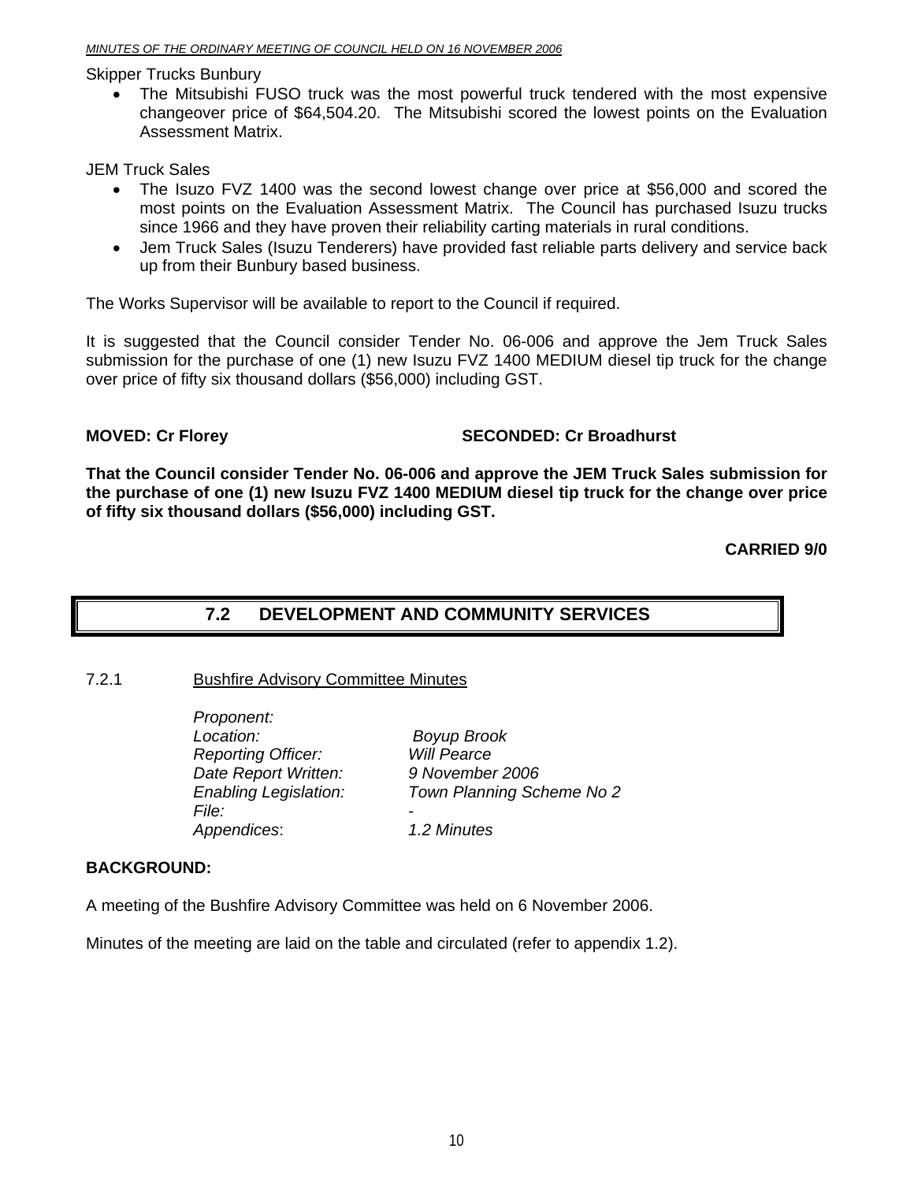Skipper Trucks Bunbury

- The Mitsubishi FUSO truck was the most powerful truck tendered with the most expensive changeover price of $64,504.20. The Mitsubishi scored the lowest points on the Evaluation Assessment Matrix.

JEM Truck Sales

- The Isuzo FVZ 1400 was the second lowest change over price at $56,000 and scored the most points on the Evaluation Assessment Matrix. The Council has purchased Isuzu trucks since 1966 and they have proven their reliability carting materials in rural conditions.
- Jem Truck Sales (Isuzu Tenderers) have provided fast reliable parts delivery and service back up from their Bunbury based business.

The Works Supervisor will be available to report to the Council if required.

It is suggested that the Council consider Tender No. 06-006 and approve the Jem Truck Sales submission for the purchase of one (1) new Isuzu FVZ 1400 MEDIUM diesel tip truck for the change over price of fifty six thousand dollars ($56,000) including GST.

**MOVED: Cr Florey** **SECONDED: Cr Broadhurst**

**That the Council consider Tender No. 06-006 and approve the JEM Truck Sales submission for the purchase of one (1) new Isuzu FVZ 1400 MEDIUM diesel tip truck for the change over price of fifty six thousand dollars ($56,000) including GST.**

**CARRIED 9/0**

## 7.2 DEVELOPMENT AND COMMUNITY SERVICES

### 7.2.1 Bushfire Advisory Committee Minutes

| | |
|---|---|
| *Proponent:* | |
| *Location:* | *Boyup Brook* |
| *Reporting Officer:* | *Will Pearce* |
| *Date Report Written:* | *9 November 2006* |
| *Enabling Legislation:* | *Town Planning Scheme No 2* |
| *File:* | - |
| *Appendices*: | *1.2 Minutes* |

**BACKGROUND:**

A meeting of the Bushfire Advisory Committee was held on 6 November 2006.

Minutes of the meeting are laid on the table and circulated (refer to appendix 1.2).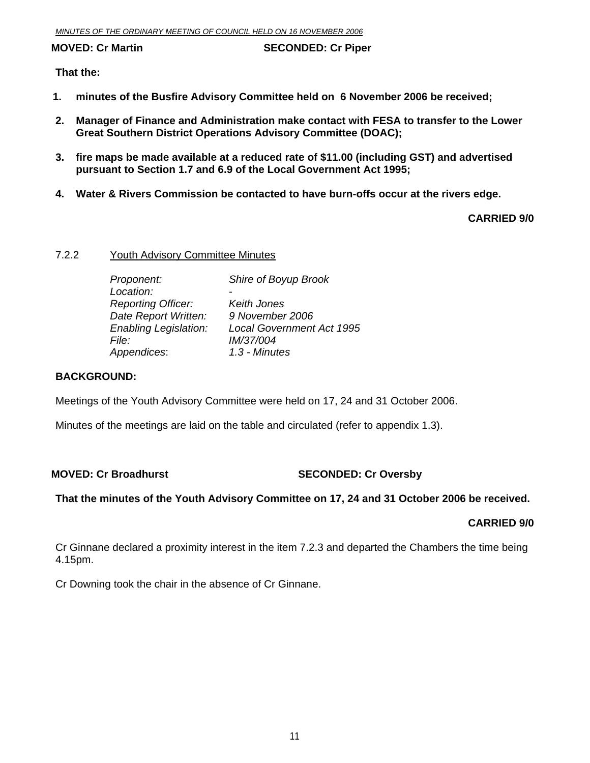**MOVED: Cr Martin** **SECONDED: Cr Piper**

**That the:**

1. **minutes of the Busfire Advisory Committee held on 6 November 2006 be received;**
2. **Manager of Finance and Administration make contact with FESA to transfer to the Lower Great Southern District Operations Advisory Committee (DOAC);**
3. **fire maps be made available at a reduced rate of $11.00 (including GST) and advertised pursuant to Section 1.7 and 6.9 of the Local Government Act 1995;**
4. **Water & Rivers Commission be contacted to have burn-offs occur at the rivers edge.**

**CARRIED 9/0**

7.2.2 Youth Advisory Committee Minutes

| | |
|---|---|
| *Proponent:* | *Shire of Boyup Brook* |
| *Location:* | - |
| *Reporting Officer:* | *Keith Jones* |
| *Date Report Written:* | *9 November 2006* |
| *Enabling Legislation:* | *Local Government Act 1995* |
| *File:* | *IM/37/004* |
| *Appendices:* | *1.3 - Minutes* |

**BACKGROUND:**

Meetings of the Youth Advisory Committee were held on 17, 24 and 31 October 2006.

Minutes of the meetings are laid on the table and circulated (refer to appendix 1.3).

**MOVED: Cr Broadhurst** **SECONDED: Cr Oversby**

**That the minutes of the Youth Advisory Committee on 17, 24 and 31 October 2006 be received.**

**CARRIED 9/0**

Cr Ginnane declared a proximity interest in the item 7.2.3 and departed the Chambers the time being 4.15pm.

Cr Downing took the chair in the absence of Cr Ginnane.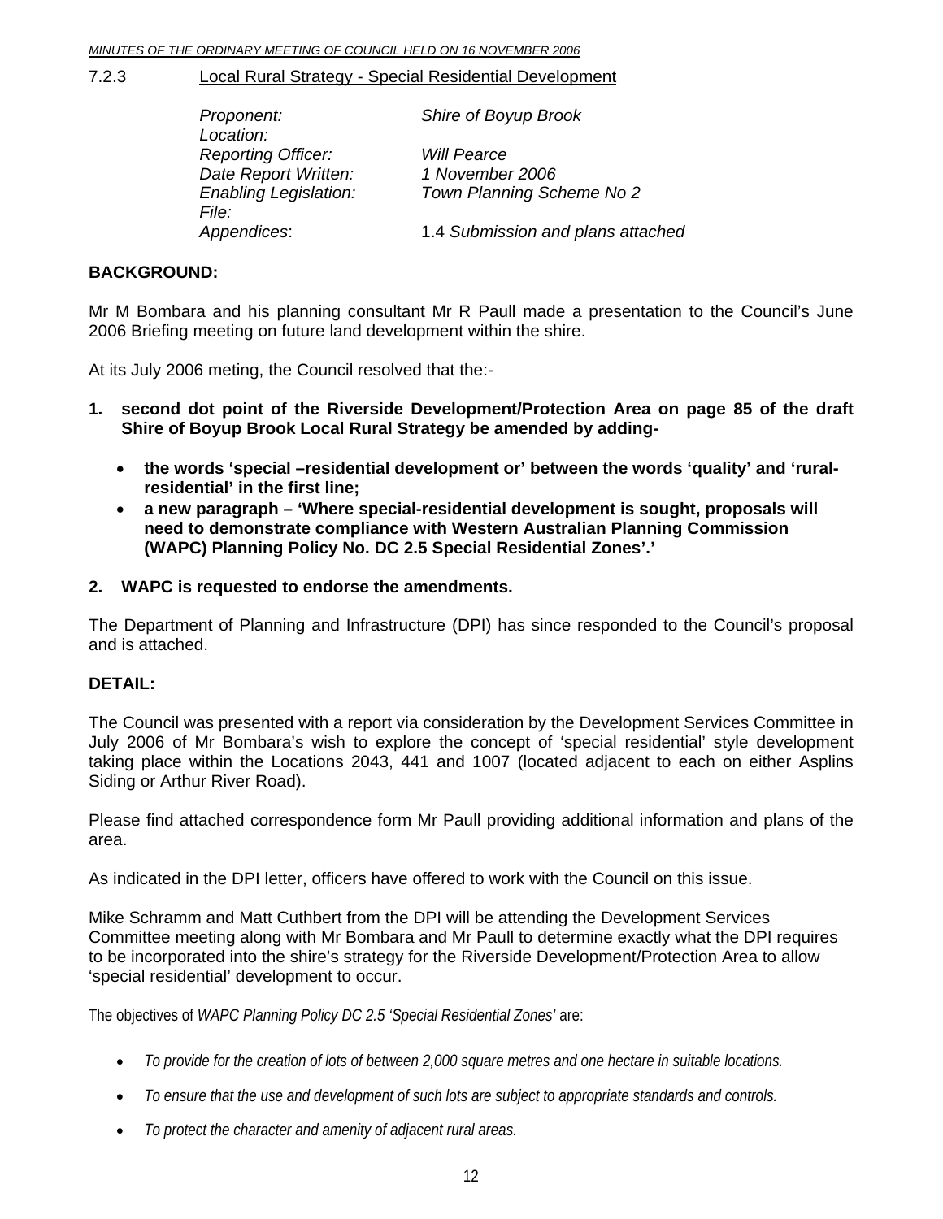### 7.2.3 Local Rural Strategy - Special Residential Development

| | |
|---|---|
| *Proponent:* | *Shire of Boyup Brook* |
| *Location:* | |
| *Reporting Officer:* | *Will Pearce* |
| *Date Report Written:* | *1 November 2006* |
| *Enabling Legislation:* | *Town Planning Scheme No 2* |
| *File:* | |
| *Appendices*: | 1.4 *Submission and plans attached* |

**BACKGROUND:**

Mr M Bombara and his planning consultant Mr R Paull made a presentation to the Council's June 2006 Briefing meeting on future land development within the shire.

At its July 2006 meting, the Council resolved that the:-

1. **second dot point of the Riverside Development/Protection Area on page 85 of the draft Shire of Boyup Brook Local Rural Strategy be amended by adding-**
   - **the words 'special –residential development or' between the words 'quality' and 'rural-residential' in the first line;**
   - **a new paragraph – 'Where special-residential development is sought, proposals will need to demonstrate compliance with Western Australian Planning Commission (WAPC) Planning Policy No. DC 2.5 Special Residential Zones'.'**
2. **WAPC is requested to endorse the amendments.**

The Department of Planning and Infrastructure (DPI) has since responded to the Council's proposal and is attached.

**DETAIL:**

The Council was presented with a report via consideration by the Development Services Committee in July 2006 of Mr Bombara's wish to explore the concept of 'special residential' style development taking place within the Locations 2043, 441 and 1007 (located adjacent to each on either Asplins Siding or Arthur River Road).

Please find attached correspondence form Mr Paull providing additional information and plans of the area.

As indicated in the DPI letter, officers have offered to work with the Council on this issue.

Mike Schramm and Matt Cuthbert from the DPI will be attending the Development Services Committee meeting along with Mr Bombara and Mr Paull to determine exactly what the DPI requires to be incorporated into the shire's strategy for the Riverside Development/Protection Area to allow 'special residential' development to occur.

The objectives of *WAPC Planning Policy DC 2.5 'Special Residential Zones'* are:

- *To provide for the creation of lots of between 2,000 square metres and one hectare in suitable locations.*
- *To ensure that the use and development of such lots are subject to appropriate standards and controls.*
- *To protect the character and amenity of adjacent rural areas.*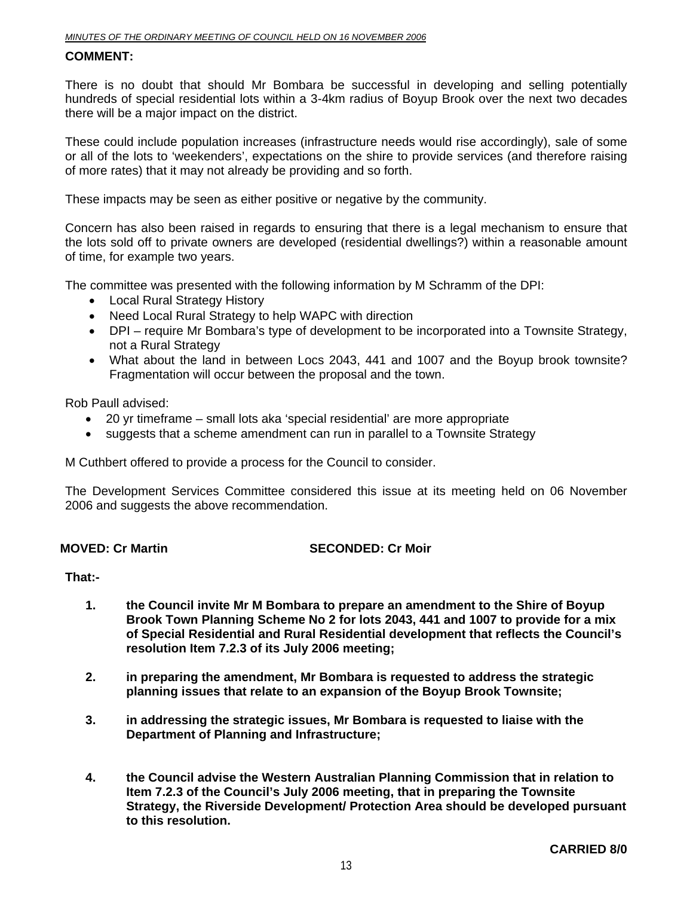**COMMENT:**

There is no doubt that should Mr Bombara be successful in developing and selling potentially hundreds of special residential lots within a 3-4km radius of Boyup Brook over the next two decades there will be a major impact on the district.

These could include population increases (infrastructure needs would rise accordingly), sale of some or all of the lots to 'weekenders', expectations on the shire to provide services (and therefore raising of more rates) that it may not already be providing and so forth.

These impacts may be seen as either positive or negative by the community.

Concern has also been raised in regards to ensuring that there is a legal mechanism to ensure that the lots sold off to private owners are developed (residential dwellings?) within a reasonable amount of time, for example two years.

The committee was presented with the following information by M Schramm of the DPI:

- Local Rural Strategy History
- Need Local Rural Strategy to help WAPC with direction
- DPI – require Mr Bombara's type of development to be incorporated into a Townsite Strategy, not a Rural Strategy
- What about the land in between Locs 2043, 441 and 1007 and the Boyup brook townsite? Fragmentation will occur between the proposal and the town.

Rob Paull advised:

- 20 yr timeframe – small lots aka 'special residential' are more appropriate
- suggests that a scheme amendment can run in parallel to a Townsite Strategy

M Cuthbert offered to provide a process for the Council to consider.

The Development Services Committee considered this issue at its meeting held on 06 November 2006 and suggests the above recommendation.

**MOVED: Cr Martin** **SECONDED: Cr Moir**

**That:-**

1. **the Council invite Mr M Bombara to prepare an amendment to the Shire of Boyup Brook Town Planning Scheme No 2 for lots 2043, 441 and 1007 to provide for a mix of Special Residential and Rural Residential development that reflects the Council's resolution Item 7.2.3 of its July 2006 meeting;**

2. **in preparing the amendment, Mr Bombara is requested to address the strategic planning issues that relate to an expansion of the Boyup Brook Townsite;**

3. **in addressing the strategic issues, Mr Bombara is requested to liaise with the Department of Planning and Infrastructure;**

4. **the Council advise the Western Australian Planning Commission that in relation to Item 7.2.3 of the Council's July 2006 meeting, that in preparing the Townsite Strategy, the Riverside Development/ Protection Area should be developed pursuant to this resolution.**

**CARRIED 8/0**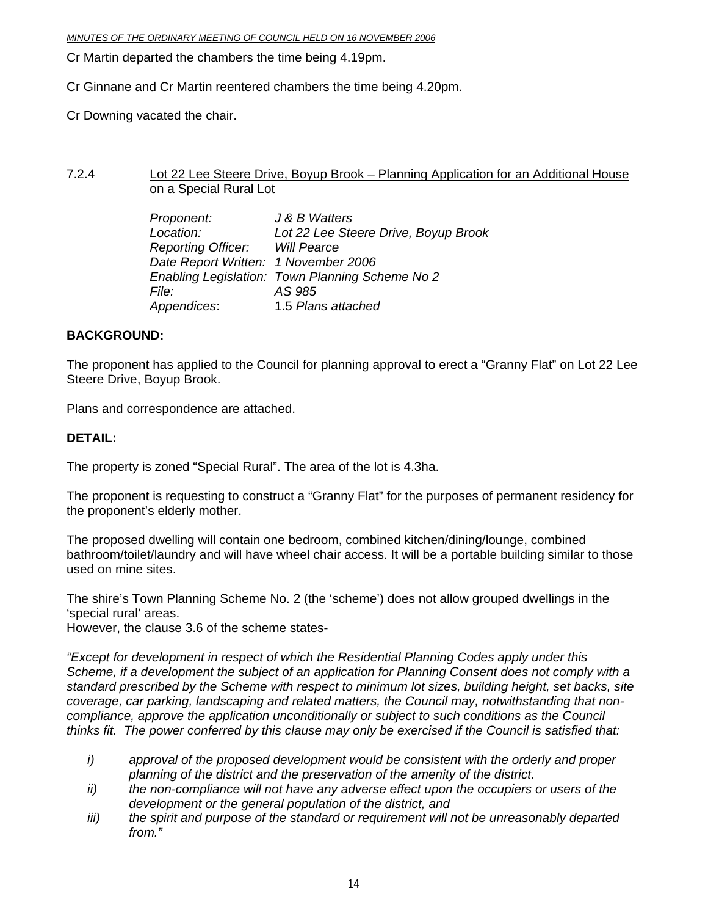Cr Martin departed the chambers the time being 4.19pm.

Cr Ginnane and Cr Martin reentered chambers the time being 4.20pm.

Cr Downing vacated the chair.

### 7.2.4 Lot 22 Lee Steere Drive, Boyup Brook – Planning Application for an Additional House on a Special Rural Lot

*Proponent:* *J & B Watters*
*Location:* *Lot 22 Lee Steere Drive, Boyup Brook*
*Reporting Officer:* *Will Pearce*
*Date Report Written:* *1 November 2006*
*Enabling Legislation:* *Town Planning Scheme No 2*
*File:* *AS 985*
*Appendices*: 1.5 *Plans attached*

**BACKGROUND:**

The proponent has applied to the Council for planning approval to erect a "Granny Flat" on Lot 22 Lee Steere Drive, Boyup Brook.

Plans and correspondence are attached.

**DETAIL:**

The property is zoned "Special Rural". The area of the lot is 4.3ha.

The proponent is requesting to construct a "Granny Flat" for the purposes of permanent residency for the proponent's elderly mother.

The proposed dwelling will contain one bedroom, combined kitchen/dining/lounge, combined bathroom/toilet/laundry and will have wheel chair access. It will be a portable building similar to those used on mine sites.

The shire's Town Planning Scheme No. 2 (the 'scheme') does not allow grouped dwellings in the 'special rural' areas.
However, the clause 3.6 of the scheme states-

*"Except for development in respect of which the Residential Planning Codes apply under this Scheme, if a development the subject of an application for Planning Consent does not comply with a standard prescribed by the Scheme with respect to minimum lot sizes, building height, set backs, site coverage, car parking, landscaping and related matters, the Council may, notwithstanding that non-compliance, approve the application unconditionally or subject to such conditions as the Council thinks fit. The power conferred by this clause may only be exercised if the Council is satisfied that:*

- *i) approval of the proposed development would be consistent with the orderly and proper planning of the district and the preservation of the amenity of the district.*
- *ii) the non-compliance will not have any adverse effect upon the occupiers or users of the development or the general population of the district, and*
- *iii) the spirit and purpose of the standard or requirement will not be unreasonably departed from."*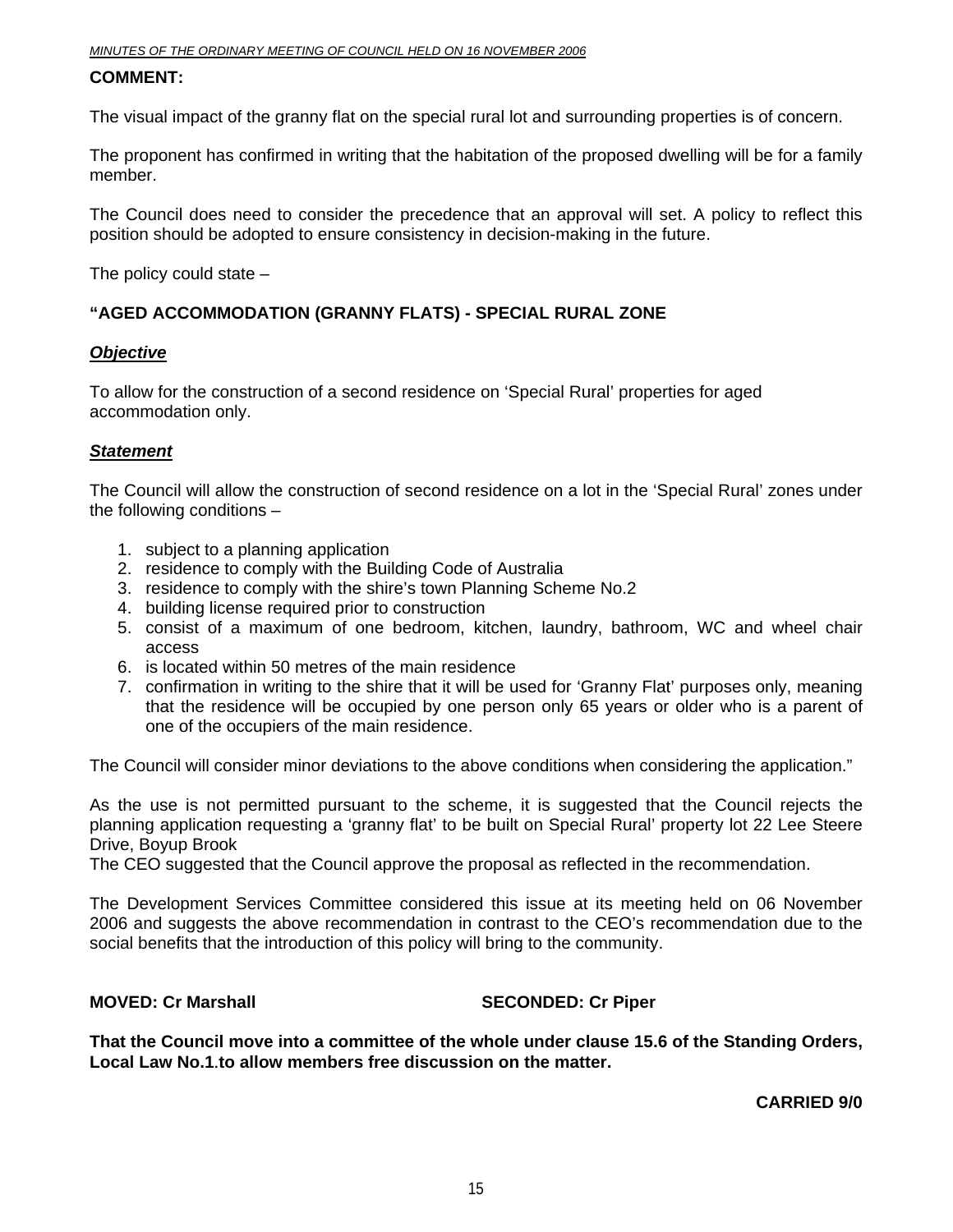**COMMENT:**

The visual impact of the granny flat on the special rural lot and surrounding properties is of concern.

The proponent has confirmed in writing that the habitation of the proposed dwelling will be for a family member.

The Council does need to consider the precedence that an approval will set. A policy to reflect this position should be adopted to ensure consistency in decision-making in the future.

The policy could state –

**"AGED ACCOMMODATION (GRANNY FLATS) - SPECIAL RURAL ZONE**

***Objective***

To allow for the construction of a second residence on 'Special Rural' properties for aged accommodation only.

***Statement***

The Council will allow the construction of second residence on a lot in the 'Special Rural' zones under the following conditions –

1. subject to a planning application
2. residence to comply with the Building Code of Australia
3. residence to comply with the shire's town Planning Scheme No.2
4. building license required prior to construction
5. consist of a maximum of one bedroom, kitchen, laundry, bathroom, WC and wheel chair access
6. is located within 50 metres of the main residence
7. confirmation in writing to the shire that it will be used for 'Granny Flat' purposes only, meaning that the residence will be occupied by one person only 65 years or older who is a parent of one of the occupiers of the main residence.

The Council will consider minor deviations to the above conditions when considering the application."

As the use is not permitted pursuant to the scheme, it is suggested that the Council rejects the planning application requesting a 'granny flat' to be built on Special Rural' property lot 22 Lee Steere Drive, Boyup Brook
The CEO suggested that the Council approve the proposal as reflected in the recommendation.

The Development Services Committee considered this issue at its meeting held on 06 November 2006 and suggests the above recommendation in contrast to the CEO's recommendation due to the social benefits that the introduction of this policy will bring to the community.

**MOVED: Cr Marshall** **SECONDED: Cr Piper**

**That the Council move into a committee of the whole under clause 15.6 of the Standing Orders, Local Law No.1.to allow members free discussion on the matter.**

**CARRIED 9/0**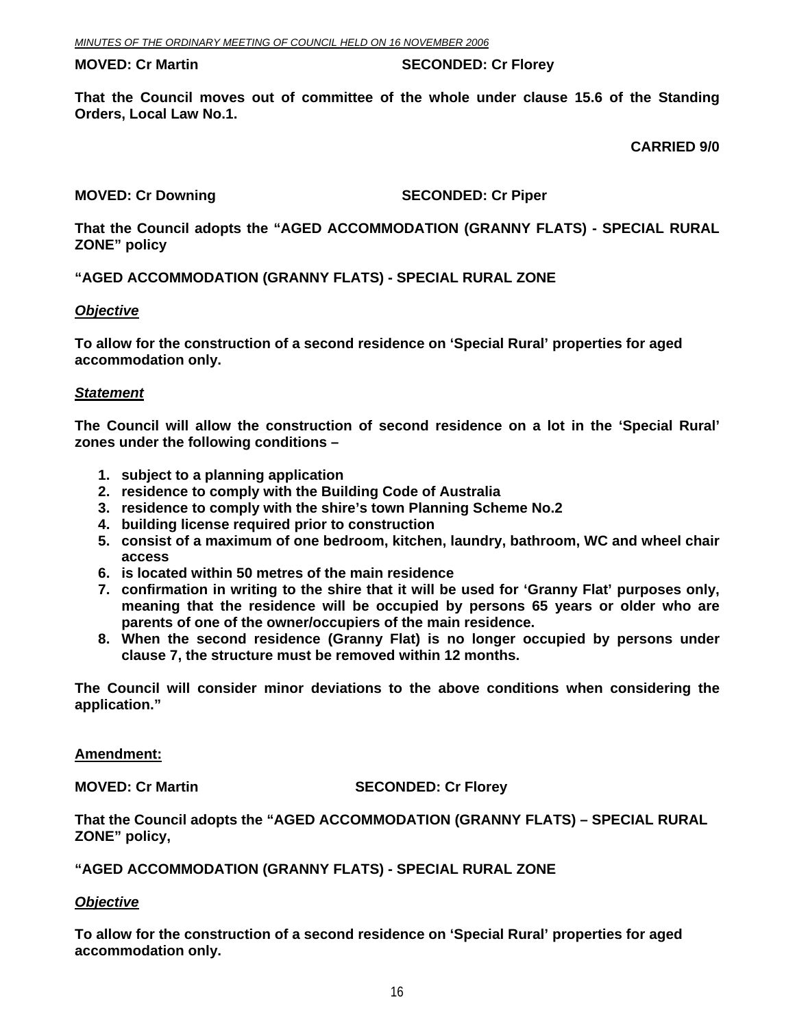**MOVED: Cr Martin SECONDED: Cr Florey**

**That the Council moves out of committee of the whole under clause 15.6 of the Standing Orders, Local Law No.1.**

**CARRIED 9/0**

**MOVED: Cr Downing SECONDED: Cr Piper**

**That the Council adopts the "AGED ACCOMMODATION (GRANNY FLATS) - SPECIAL RURAL ZONE" policy**

**"AGED ACCOMMODATION (GRANNY FLATS) - SPECIAL RURAL ZONE**

***Objective***

**To allow for the construction of a second residence on 'Special Rural' properties for aged accommodation only.**

***Statement***

**The Council will allow the construction of second residence on a lot in the 'Special Rural' zones under the following conditions –**

1. **subject to a planning application**
2. **residence to comply with the Building Code of Australia**
3. **residence to comply with the shire's town Planning Scheme No.2**
4. **building license required prior to construction**
5. **consist of a maximum of one bedroom, kitchen, laundry, bathroom, WC and wheel chair access**
6. **is located within 50 metres of the main residence**
7. **confirmation in writing to the shire that it will be used for 'Granny Flat' purposes only, meaning that the residence will be occupied by persons 65 years or older who are parents of one of the owner/occupiers of the main residence.**
8. **When the second residence (Granny Flat) is no longer occupied by persons under clause 7, the structure must be removed within 12 months.**

**The Council will consider minor deviations to the above conditions when considering the application."**

**Amendment:**

**MOVED: Cr Martin SECONDED: Cr Florey**

**That the Council adopts the "AGED ACCOMMODATION (GRANNY FLATS) – SPECIAL RURAL ZONE" policy,**

**"AGED ACCOMMODATION (GRANNY FLATS) - SPECIAL RURAL ZONE**

***Objective***

**To allow for the construction of a second residence on 'Special Rural' properties for aged accommodation only.**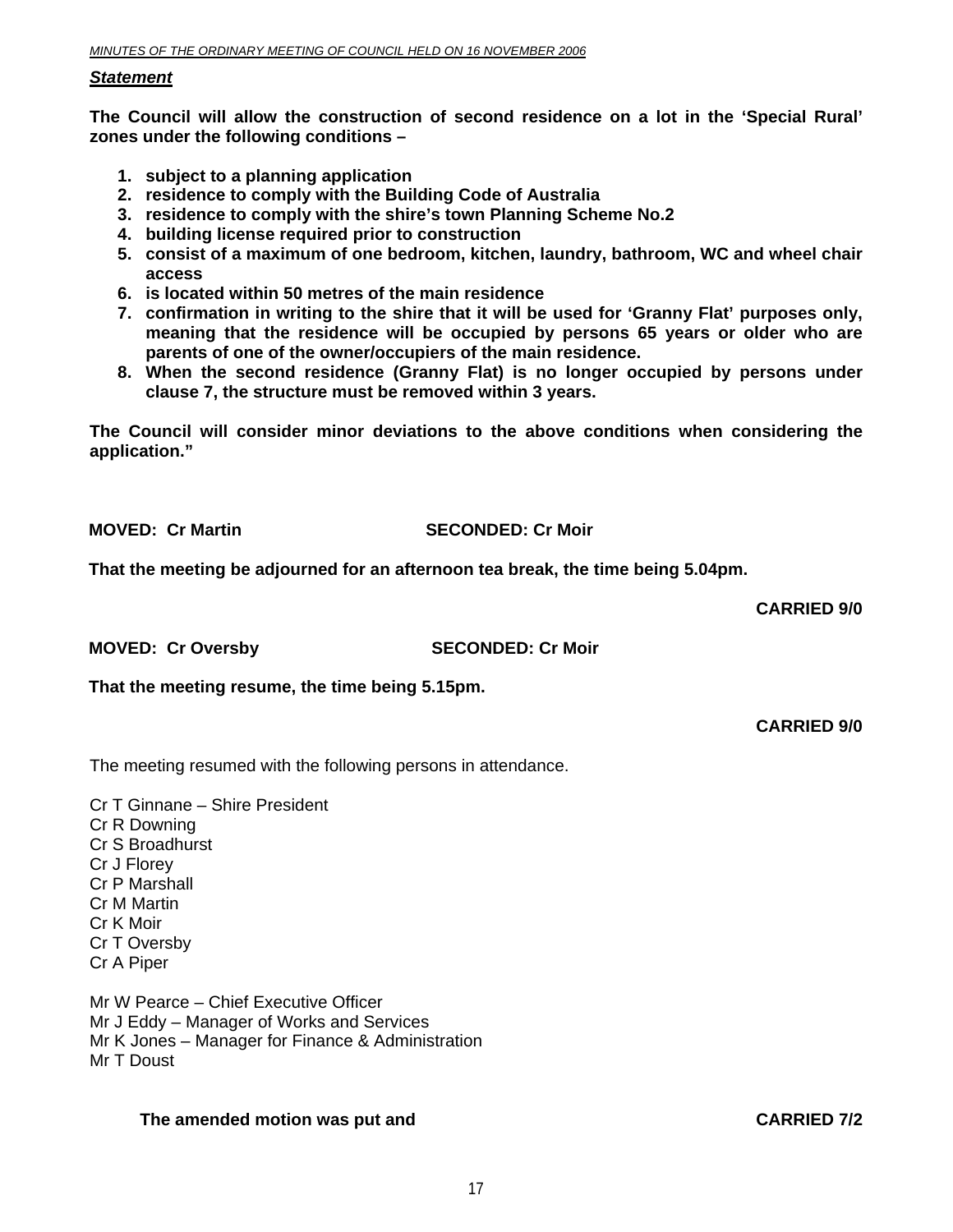***Statement***

**The Council will allow the construction of second residence on a lot in the 'Special Rural' zones under the following conditions –**

1. **subject to a planning application**
2. **residence to comply with the Building Code of Australia**
3. **residence to comply with the shire's town Planning Scheme No.2**
4. **building license required prior to construction**
5. **consist of a maximum of one bedroom, kitchen, laundry, bathroom, WC and wheel chair access**
6. **is located within 50 metres of the main residence**
7. **confirmation in writing to the shire that it will be used for 'Granny Flat' purposes only, meaning that the residence will be occupied by persons 65 years or older who are parents of one of the owner/occupiers of the main residence.**
8. **When the second residence (Granny Flat) is no longer occupied by persons under clause 7, the structure must be removed within 3 years.**

**The Council will consider minor deviations to the above conditions when considering the application."**

**MOVED: Cr Martin SECONDED: Cr Moir**

**That the meeting be adjourned for an afternoon tea break, the time being 5.04pm.**

**CARRIED 9/0**

**MOVED: Cr Oversby SECONDED: Cr Moir**

**That the meeting resume, the time being 5.15pm.**

**CARRIED 9/0**

The meeting resumed with the following persons in attendance.

Cr T Ginnane – Shire President
Cr R Downing
Cr S Broadhurst
Cr J Florey
Cr P Marshall
Cr M Martin
Cr K Moir
Cr T Oversby
Cr A Piper

Mr W Pearce – Chief Executive Officer
Mr J Eddy – Manager of Works and Services
Mr K Jones – Manager for Finance & Administration
Mr T Doust

**The amended motion was put and CARRIED 7/2**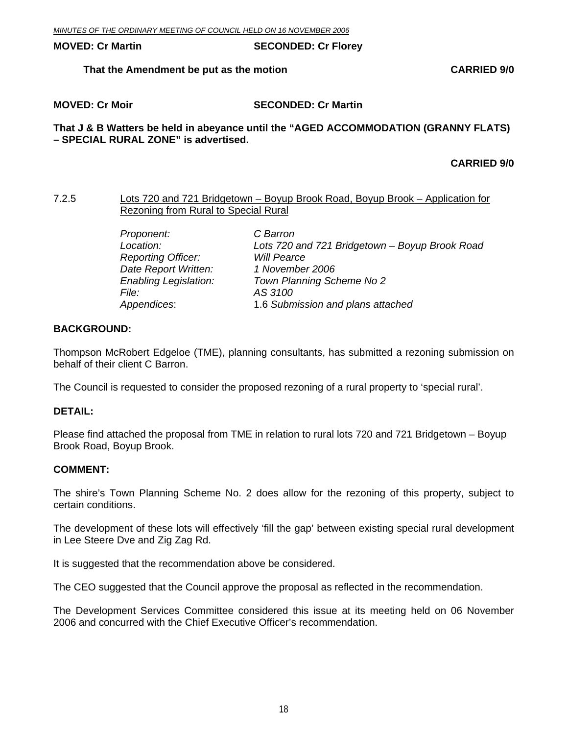**MOVED: Cr Martin** **SECONDED: Cr Florey**

**That the Amendment be put as the motion** **CARRIED 9/0**

**MOVED: Cr Moir** **SECONDED: Cr Martin**

**That J & B Watters be held in abeyance until the "AGED ACCOMMODATION (GRANNY FLATS) – SPECIAL RURAL ZONE" is advertised.**

**CARRIED 9/0**

7.2.5 Lots 720 and 721 Bridgetown – Boyup Brook Road, Boyup Brook – Application for Rezoning from Rural to Special Rural

| | |
|---|---|
| *Proponent:* | *C Barron* |
| *Location:* | *Lots 720 and 721 Bridgetown – Boyup Brook Road* |
| *Reporting Officer:* | *Will Pearce* |
| *Date Report Written:* | *1 November 2006* |
| *Enabling Legislation:* | *Town Planning Scheme No 2* |
| *File:* | *AS 3100* |
| *Appendices*: | 1.6 *Submission and plans attached* |

**BACKGROUND:**

Thompson McRobert Edgeloe (TME), planning consultants, has submitted a rezoning submission on behalf of their client C Barron.

The Council is requested to consider the proposed rezoning of a rural property to 'special rural'.

**DETAIL:**

Please find attached the proposal from TME in relation to rural lots 720 and 721 Bridgetown – Boyup Brook Road, Boyup Brook.

**COMMENT:**

The shire's Town Planning Scheme No. 2 does allow for the rezoning of this property, subject to certain conditions.

The development of these lots will effectively 'fill the gap' between existing special rural development in Lee Steere Dve and Zig Zag Rd.

It is suggested that the recommendation above be considered.

The CEO suggested that the Council approve the proposal as reflected in the recommendation.

The Development Services Committee considered this issue at its meeting held on 06 November 2006 and concurred with the Chief Executive Officer's recommendation.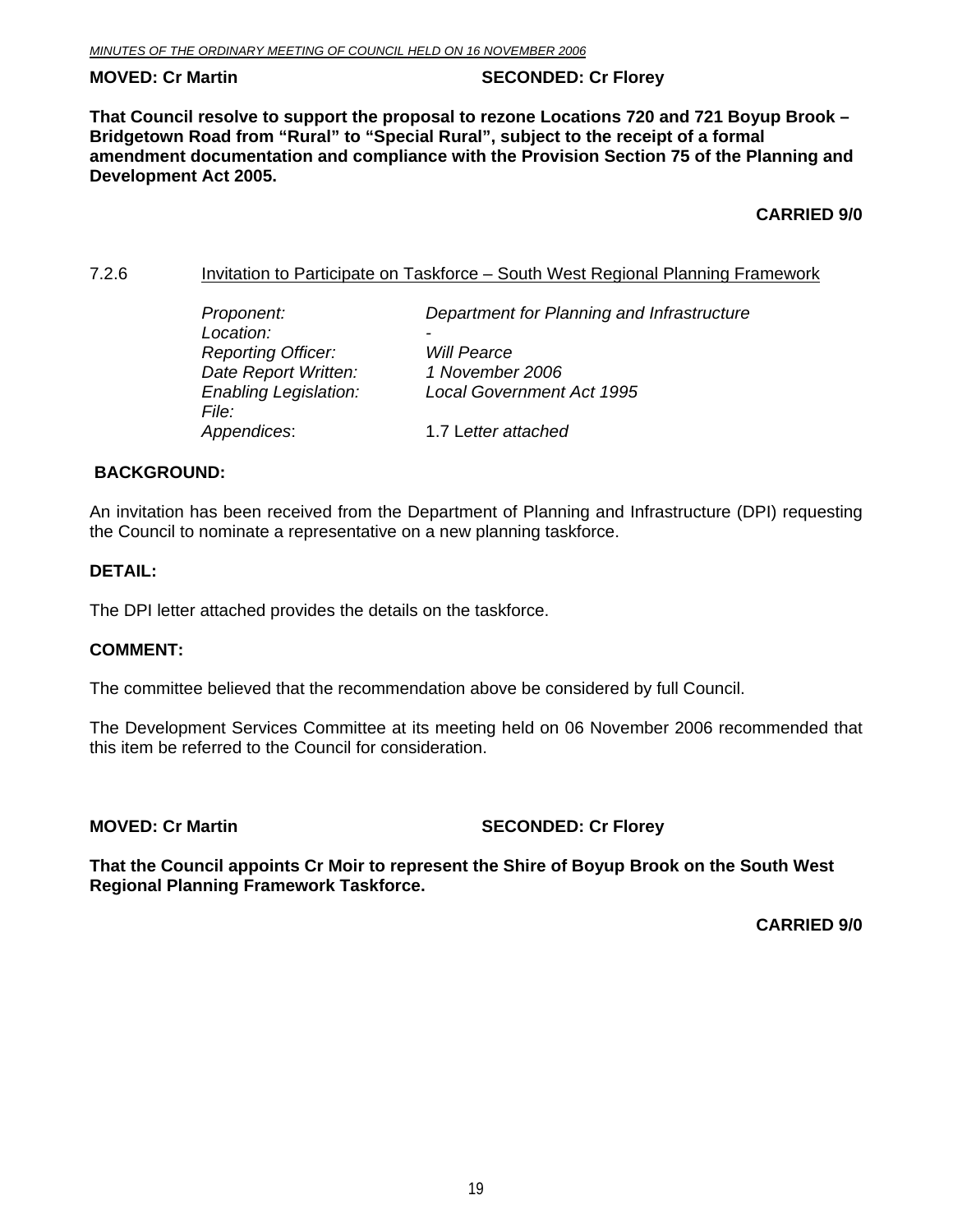**MOVED: Cr Martin SECONDED: Cr Florey**

**That Council resolve to support the proposal to rezone Locations 720 and 721 Boyup Brook – Bridgetown Road from "Rural" to "Special Rural", subject to the receipt of a formal amendment documentation and compliance with the Provision Section 75 of the Planning and Development Act 2005.**

**CARRIED 9/0**

7.2.6 Invitation to Participate on Taskforce – South West Regional Planning Framework

| | |
|---|---|
| *Proponent:* | *Department for Planning and Infrastructure* |
| *Location:* | - |
| *Reporting Officer:* | *Will Pearce* |
| *Date Report Written:* | *1 November 2006* |
| *Enabling Legislation:* | *Local Government Act 1995* |
| *File:* | |
| *Appendices*: | 1.7 L*etter attached* |

**BACKGROUND:**

An invitation has been received from the Department of Planning and Infrastructure (DPI) requesting the Council to nominate a representative on a new planning taskforce.

**DETAIL:**

The DPI letter attached provides the details on the taskforce.

**COMMENT:**

The committee believed that the recommendation above be considered by full Council.

The Development Services Committee at its meeting held on 06 November 2006 recommended that this item be referred to the Council for consideration.

**MOVED: Cr Martin SECONDED: Cr Florey**

**That the Council appoints Cr Moir to represent the Shire of Boyup Brook on the South West Regional Planning Framework Taskforce.**

**CARRIED 9/0**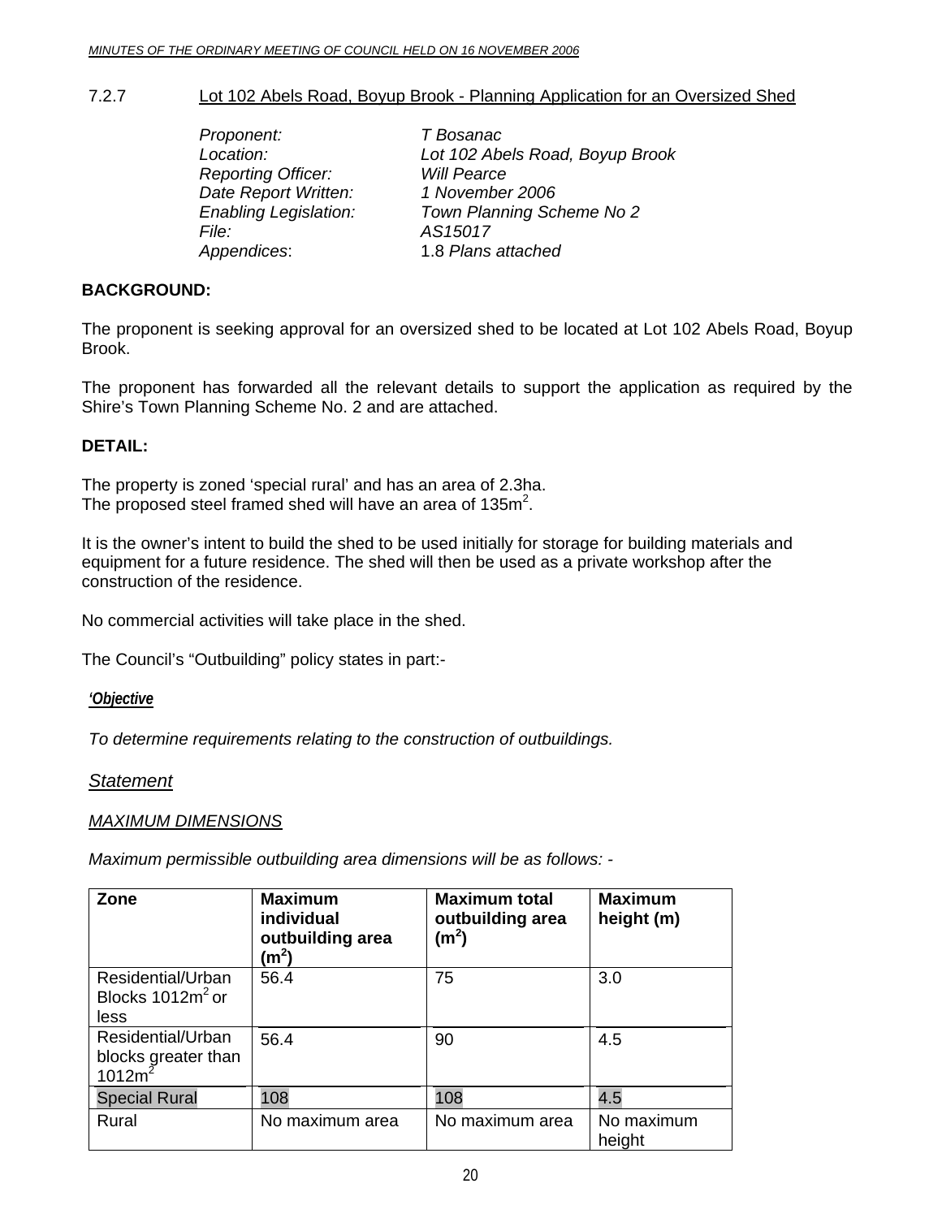7.2.7 Lot 102 Abels Road, Boyup Brook - Planning Application for an Oversized Shed

*Proponent:* *T Bosanac*
*Location:* *Lot 102 Abels Road, Boyup Brook*
*Reporting Officer:* *Will Pearce*
*Date Report Written:* *1 November 2006*
*Enabling Legislation:* *Town Planning Scheme No 2*
*File:* *AS15017*
*Appendices*: 1.8 *Plans attached*

**BACKGROUND:**

The proponent is seeking approval for an oversized shed to be located at Lot 102 Abels Road, Boyup Brook.

The proponent has forwarded all the relevant details to support the application as required by the Shire's Town Planning Scheme No. 2 and are attached.

**DETAIL:**

The property is zoned 'special rural' and has an area of 2.3ha.
The proposed steel framed shed will have an area of 135m$^2$.

It is the owner's intent to build the shed to be used initially for storage for building materials and equipment for a future residence. The shed will then be used as a private workshop after the construction of the residence.

No commercial activities will take place in the shed.

The Council's "Outbuilding" policy states in part:-

***'Objective***

*To determine requirements relating to the construction of outbuildings.*

*Statement*

*MAXIMUM DIMENSIONS*

*Maximum permissible outbuilding area dimensions will be as follows: -*

| Zone | Maximum individual outbuilding area (m$^2$) | Maximum total outbuilding area (m$^2$) | Maximum height (m) |
|---|---|---|---|
| Residential/Urban Blocks 1012m$^2$ or less | 56.4 | 75 | 3.0 |
| Residential/Urban blocks greater than 1012m$^2$ | 56.4 | 90 | 4.5 |
| Special Rural | 108 | 108 | 4.5 |
| Rural | No maximum area | No maximum area | No maximum height |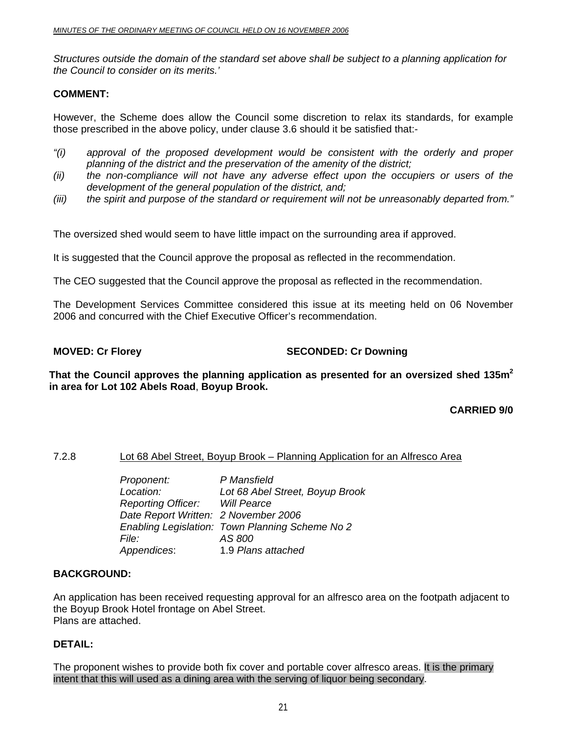*Structures outside the domain of the standard set above shall be subject to a planning application for the Council to consider on its merits.'*

**COMMENT:**

However, the Scheme does allow the Council some discretion to relax its standards, for example those prescribed in the above policy, under clause 3.6 should it be satisfied that:-

*"(i) approval of the proposed development would be consistent with the orderly and proper planning of the district and the preservation of the amenity of the district;*
*(ii) the non-compliance will not have any adverse effect upon the occupiers or users of the development of the general population of the district, and;*
*(iii) the spirit and purpose of the standard or requirement will not be unreasonably departed from."*

The oversized shed would seem to have little impact on the surrounding area if approved.

It is suggested that the Council approve the proposal as reflected in the recommendation.

The CEO suggested that the Council approve the proposal as reflected in the recommendation.

The Development Services Committee considered this issue at its meeting held on 06 November 2006 and concurred with the Chief Executive Officer's recommendation.

**MOVED: Cr Florey** **SECONDED: Cr Downing**

**That the Council approves the planning application as presented for an oversized shed 135m$^2$ in area for Lot 102 Abels Road, Boyup Brook.**

**CARRIED 9/0**

7.2.8 Lot 68 Abel Street, Boyup Brook – Planning Application for an Alfresco Area

*Proponent:* P Mansfield
*Location:* Lot 68 Abel Street, Boyup Brook
*Reporting Officer:* Will Pearce
*Date Report Written:* 2 November 2006
*Enabling Legislation:* Town Planning Scheme No 2
*File:* AS 800
*Appendices*: 1.9 *Plans attached*

**BACKGROUND:**

An application has been received requesting approval for an alfresco area on the footpath adjacent to the Boyup Brook Hotel frontage on Abel Street.
Plans are attached.

**DETAIL:**

The proponent wishes to provide both fix cover and portable cover alfresco areas. It is the primary intent that this will used as a dining area with the serving of liquor being secondary.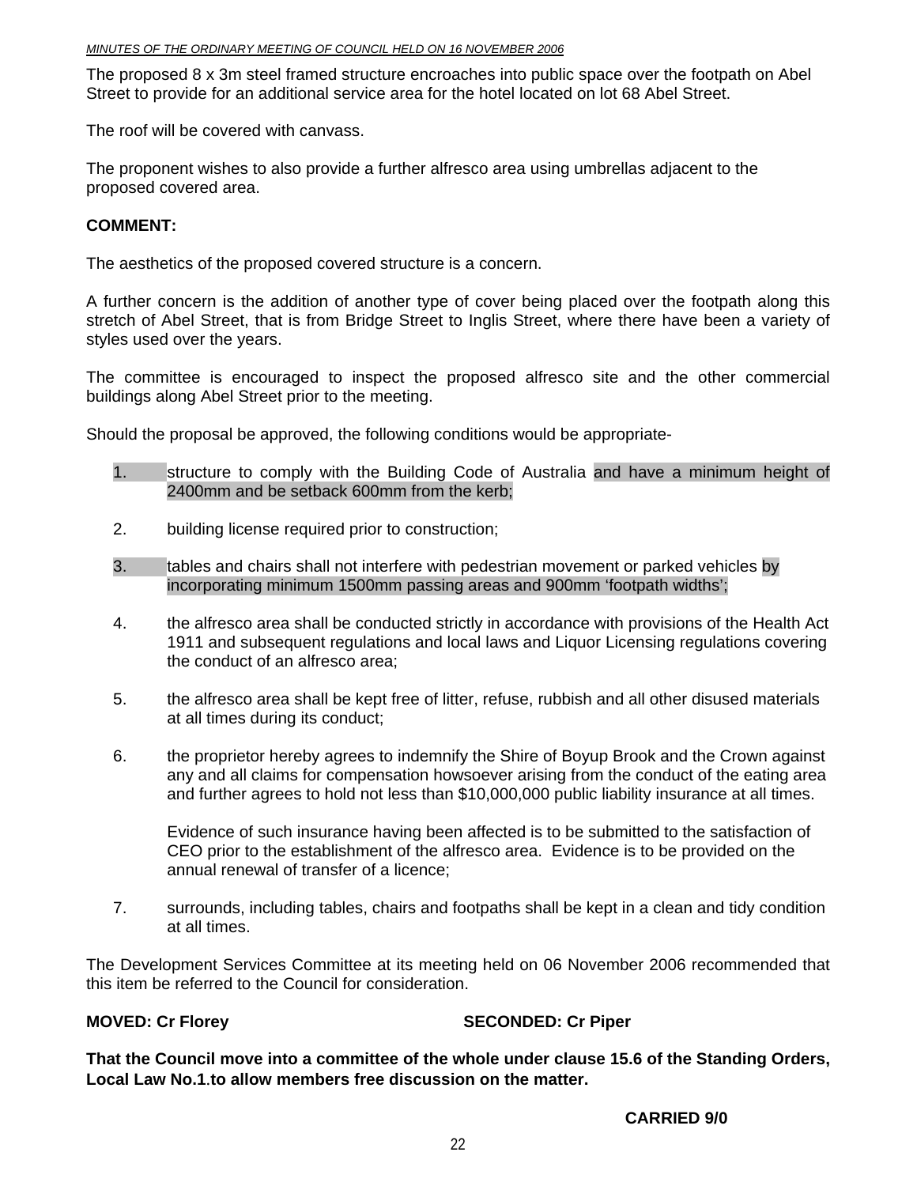The proposed 8 x 3m steel framed structure encroaches into public space over the footpath on Abel Street to provide for an additional service area for the hotel located on lot 68 Abel Street.

The roof will be covered with canvass.

The proponent wishes to also provide a further alfresco area using umbrellas adjacent to the proposed covered area.

**COMMENT:**

The aesthetics of the proposed covered structure is a concern.

A further concern is the addition of another type of cover being placed over the footpath along this stretch of Abel Street, that is from Bridge Street to Inglis Street, where there have been a variety of styles used over the years.

The committee is encouraged to inspect the proposed alfresco site and the other commercial buildings along Abel Street prior to the meeting.

Should the proposal be approved, the following conditions would be appropriate-

1. structure to comply with the Building Code of Australia and have a minimum height of 2400mm and be setback 600mm from the kerb;

2. building license required prior to construction;

3. tables and chairs shall not interfere with pedestrian movement or parked vehicles by incorporating minimum 1500mm passing areas and 900mm 'footpath widths';

4. the alfresco area shall be conducted strictly in accordance with provisions of the Health Act 1911 and subsequent regulations and local laws and Liquor Licensing regulations covering the conduct of an alfresco area;

5. the alfresco area shall be kept free of litter, refuse, rubbish and all other disused materials at all times during its conduct;

6. the proprietor hereby agrees to indemnify the Shire of Boyup Brook and the Crown against any and all claims for compensation howsoever arising from the conduct of the eating area and further agrees to hold not less than $10,000,000 public liability insurance at all times.

   Evidence of such insurance having been affected is to be submitted to the satisfaction of CEO prior to the establishment of the alfresco area. Evidence is to be provided on the annual renewal of transfer of a licence;

7. surrounds, including tables, chairs and footpaths shall be kept in a clean and tidy condition at all times.

The Development Services Committee at its meeting held on 06 November 2006 recommended that this item be referred to the Council for consideration.

**MOVED: Cr Florey** **SECONDED: Cr Piper**

**That the Council move into a committee of the whole under clause 15.6 of the Standing Orders, Local Law No.1.to allow members free discussion on the matter.**

**CARRIED 9/0**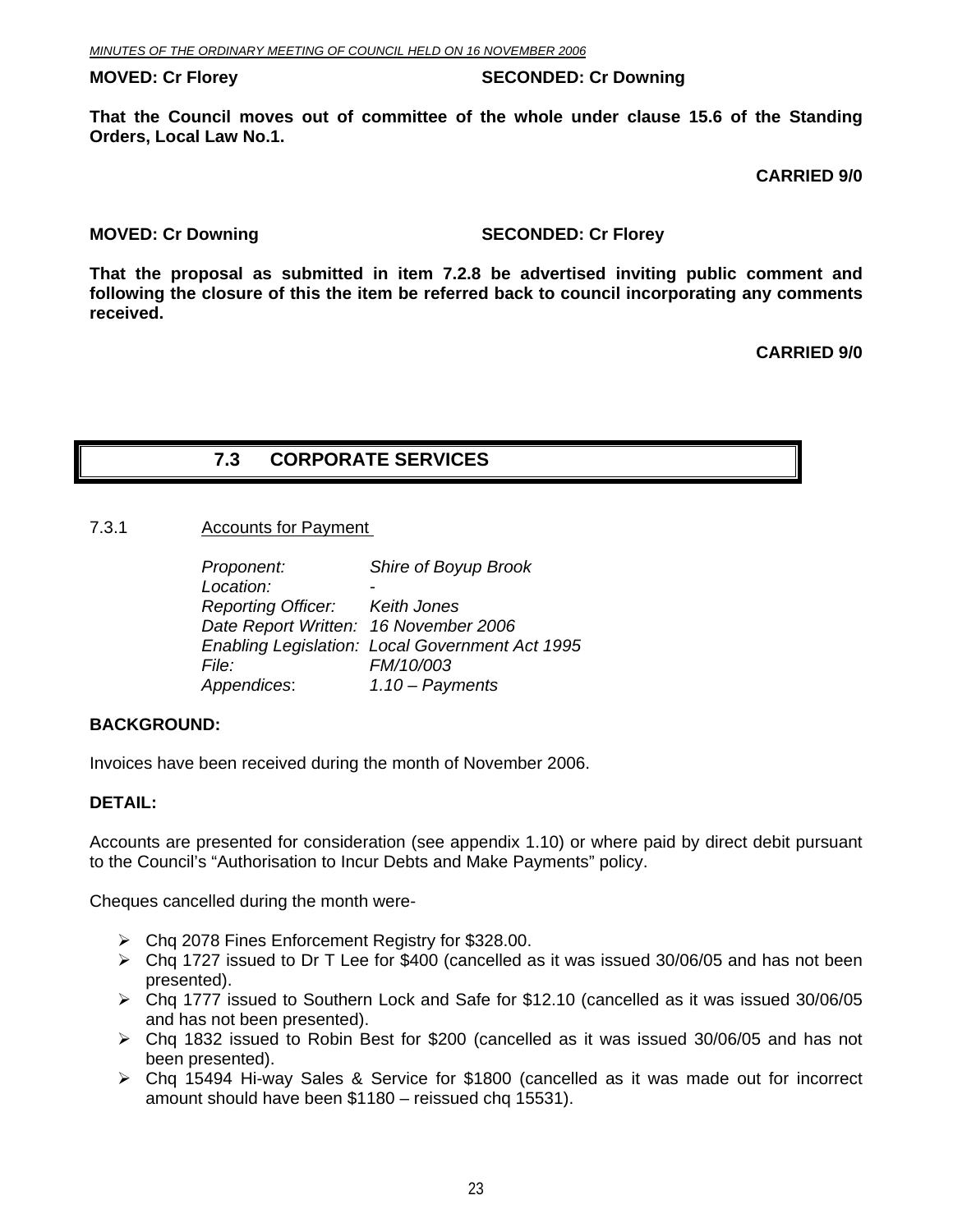**MOVED: Cr Florey SECONDED: Cr Downing**

**That the Council moves out of committee of the whole under clause 15.6 of the Standing Orders, Local Law No.1.**

**CARRIED 9/0**

**MOVED: Cr Downing SECONDED: Cr Florey**

**That the proposal as submitted in item 7.2.8 be advertised inviting public comment and following the closure of this the item be referred back to council incorporating any comments received.**

**CARRIED 9/0**

## 7.3 CORPORATE SERVICES

### 7.3.1 Accounts for Payment

*Proponent:* *Shire of Boyup Brook*
*Location:* -
*Reporting Officer:* *Keith Jones*
*Date Report Written:* *16 November 2006*
*Enabling Legislation:* *Local Government Act 1995*
*File:* *FM/10/003*
*Appendices*: *1.10 – Payments*

**BACKGROUND:**

Invoices have been received during the month of November 2006.

**DETAIL:**

Accounts are presented for consideration (see appendix 1.10) or where paid by direct debit pursuant to the Council's "Authorisation to Incur Debts and Make Payments" policy.

Cheques cancelled during the month were-

- Chq 2078 Fines Enforcement Registry for $328.00.
- Chq 1727 issued to Dr T Lee for $400 (cancelled as it was issued 30/06/05 and has not been presented).
- Chq 1777 issued to Southern Lock and Safe for $12.10 (cancelled as it was issued 30/06/05 and has not been presented).
- Chq 1832 issued to Robin Best for $200 (cancelled as it was issued 30/06/05 and has not been presented).
- Chq 15494 Hi-way Sales & Service for $1800 (cancelled as it was made out for incorrect amount should have been $1180 – reissued chq 15531).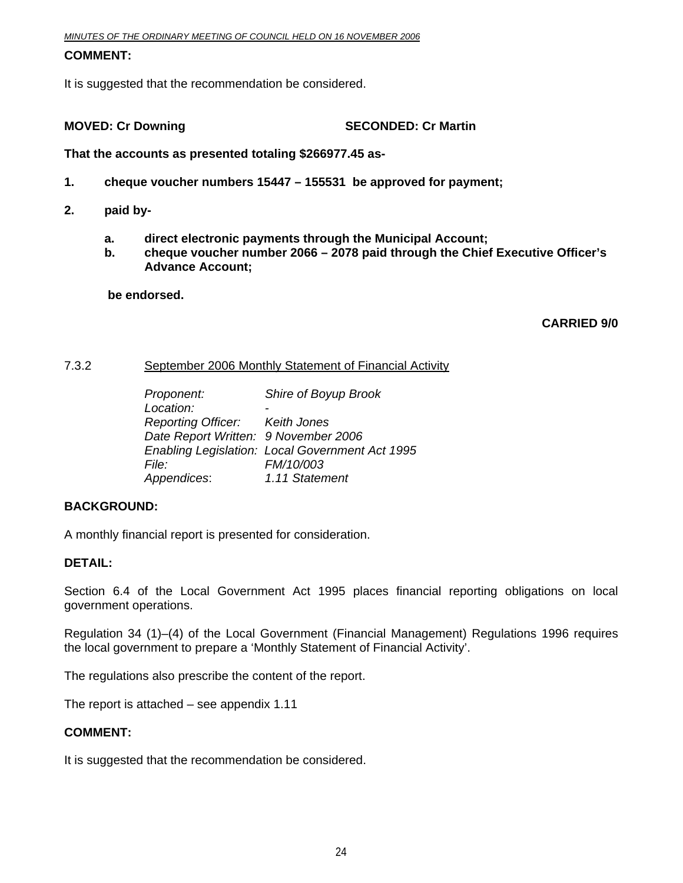**COMMENT:**

It is suggested that the recommendation be considered.

**MOVED: Cr Downing** **SECONDED: Cr Martin**

**That the accounts as presented totaling $266977.45 as-**

1. **cheque voucher numbers 15447 – 155531 be approved for payment;**

2. **paid by-**

   a. **direct electronic payments through the Municipal Account;**
   b. **cheque voucher number 2066 – 2078 paid through the Chief Executive Officer's Advance Account;**

   **be endorsed.**

**CARRIED 9/0**

7.3.2 September 2006 Monthly Statement of Financial Activity

*Proponent:* *Shire of Boyup Brook*
*Location:* -
*Reporting Officer:* *Keith Jones*
*Date Report Written:* *9 November 2006*
*Enabling Legislation:* *Local Government Act 1995*
*File:* *FM/10/003*
*Appendices*: *1.11 Statement*

**BACKGROUND:**

A monthly financial report is presented for consideration.

**DETAIL:**

Section 6.4 of the Local Government Act 1995 places financial reporting obligations on local government operations.

Regulation 34 (1)–(4) of the Local Government (Financial Management) Regulations 1996 requires the local government to prepare a 'Monthly Statement of Financial Activity'.

The regulations also prescribe the content of the report.

The report is attached – see appendix 1.11

**COMMENT:**

It is suggested that the recommendation be considered.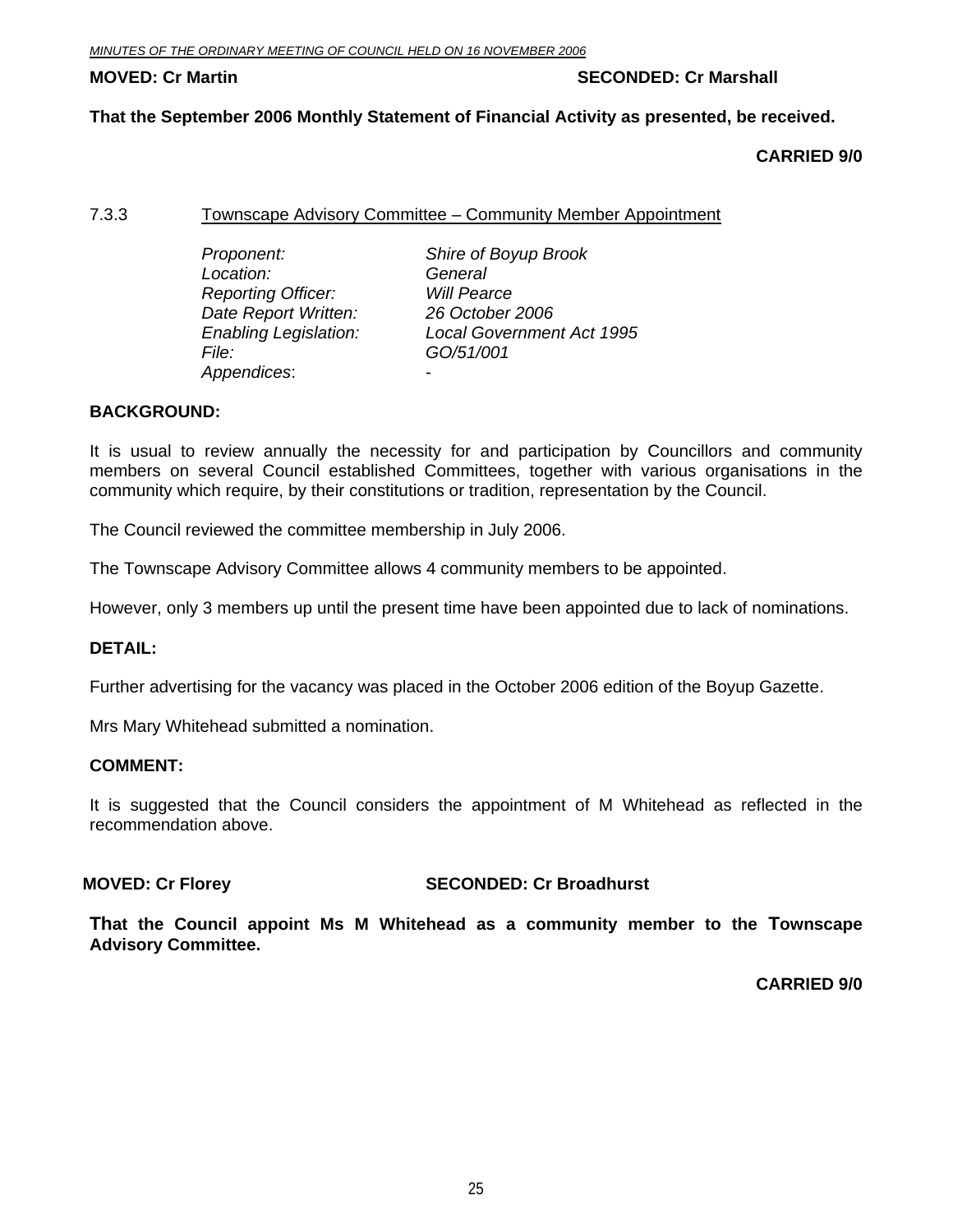**MOVED: Cr Martin** **SECONDED: Cr Marshall**

**That the September 2006 Monthly Statement of Financial Activity as presented, be received.**

**CARRIED 9/0**

7.3.3 Townscape Advisory Committee – Community Member Appointment

*Proponent:* *Shire of Boyup Brook*
*Location:* *General*
*Reporting Officer:* *Will Pearce*
*Date Report Written:* *26 October 2006*
*Enabling Legislation:* *Local Government Act 1995*
*File:* *GO/51/001*
*Appendices*: -

**BACKGROUND:**

It is usual to review annually the necessity for and participation by Councillors and community members on several Council established Committees, together with various organisations in the community which require, by their constitutions or tradition, representation by the Council.

The Council reviewed the committee membership in July 2006.

The Townscape Advisory Committee allows 4 community members to be appointed.

However, only 3 members up until the present time have been appointed due to lack of nominations.

**DETAIL:**

Further advertising for the vacancy was placed in the October 2006 edition of the Boyup Gazette.

Mrs Mary Whitehead submitted a nomination.

**COMMENT:**

It is suggested that the Council considers the appointment of M Whitehead as reflected in the recommendation above.

**MOVED: Cr Florey** **SECONDED: Cr Broadhurst**

**That the Council appoint Ms M Whitehead as a community member to the Townscape Advisory Committee.**

**CARRIED 9/0**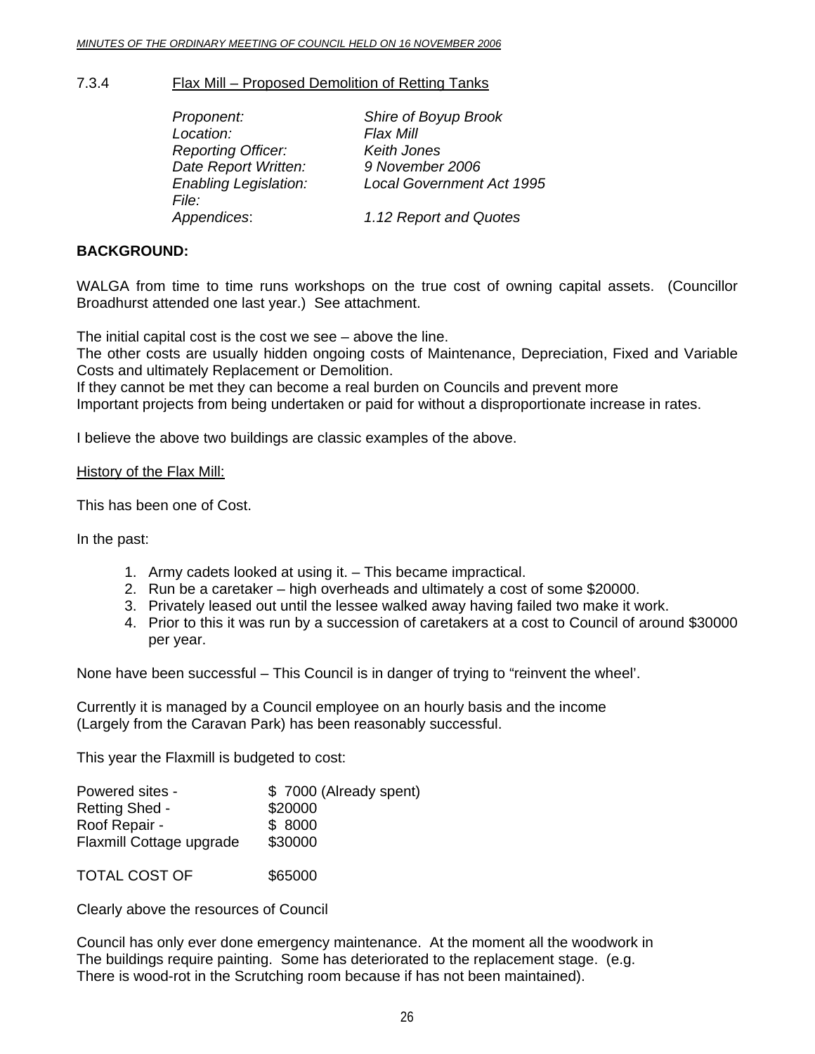7.3.4 Flax Mill – Proposed Demolition of Retting Tanks

| | |
|---|---|
| *Proponent:* | *Shire of Boyup Brook* |
| *Location:* | *Flax Mill* |
| *Reporting Officer:* | *Keith Jones* |
| *Date Report Written:* | *9 November 2006* |
| *Enabling Legislation:* | *Local Government Act 1995* |
| *File:* | |
| *Appendices*: | *1.12 Report and Quotes* |

**BACKGROUND:**

WALGA from time to time runs workshops on the true cost of owning capital assets. (Councillor Broadhurst attended one last year.) See attachment.

The initial capital cost is the cost we see – above the line.
The other costs are usually hidden ongoing costs of Maintenance, Depreciation, Fixed and Variable Costs and ultimately Replacement or Demolition.
If they cannot be met they can become a real burden on Councils and prevent more
Important projects from being undertaken or paid for without a disproportionate increase in rates.

I believe the above two buildings are classic examples of the above.

History of the Flax Mill:

This has been one of Cost.

In the past:

1. Army cadets looked at using it. – This became impractical.
2. Run be a caretaker – high overheads and ultimately a cost of some $20000.
3. Privately leased out until the lessee walked away having failed two make it work.
4. Prior to this it was run by a succession of caretakers at a cost to Council of around $30000 per year.

None have been successful – This Council is in danger of trying to "reinvent the wheel'.

Currently it is managed by a Council employee on an hourly basis and the income
(Largely from the Caravan Park) has been reasonably successful.

This year the Flaxmill is budgeted to cost:

| | |
|---|---|
| Powered sites - | $ 7000 (Already spent) |
| Retting Shed - | $20000 |
| Roof Repair - | $ 8000 |
| Flaxmill Cottage upgrade | $30000 |
| | |
| TOTAL COST OF | $65000 |

Clearly above the resources of Council

Council has only ever done emergency maintenance. At the moment all the woodwork in
The buildings require painting. Some has deteriorated to the replacement stage. (e.g.
There is wood-rot in the Scrutching room because if has not been maintained).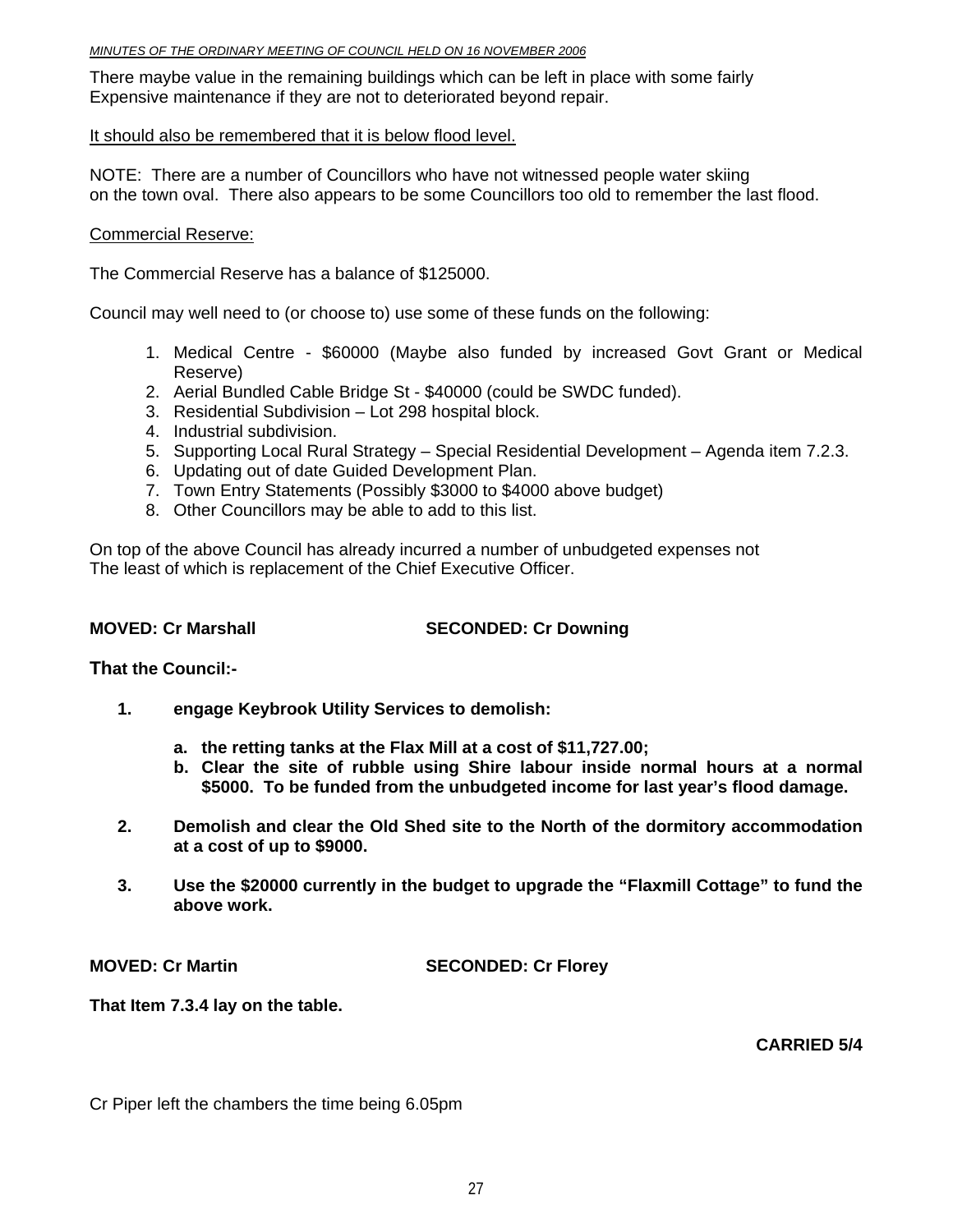There maybe value in the remaining buildings which can be left in place with some fairly Expensive maintenance if they are not to deteriorated beyond repair.

It should also be remembered that it is below flood level.

NOTE: There are a number of Councillors who have not witnessed people water skiing on the town oval. There also appears to be some Councillors too old to remember the last flood.

Commercial Reserve:

The Commercial Reserve has a balance of $125000.

Council may well need to (or choose to) use some of these funds on the following:

1. Medical Centre - $60000 (Maybe also funded by increased Govt Grant or Medical Reserve)
2. Aerial Bundled Cable Bridge St - $40000 (could be SWDC funded).
3. Residential Subdivision – Lot 298 hospital block.
4. Industrial subdivision.
5. Supporting Local Rural Strategy – Special Residential Development – Agenda item 7.2.3.
6. Updating out of date Guided Development Plan.
7. Town Entry Statements (Possibly $3000 to $4000 above budget)
8. Other Councillors may be able to add to this list.

On top of the above Council has already incurred a number of unbudgeted expenses not The least of which is replacement of the Chief Executive Officer.

**MOVED: Cr Marshall** **SECONDED: Cr Downing**

**That the Council:-**

**1.** **engage Keybrook Utility Services to demolish:**

   **a. the retting tanks at the Flax Mill at a cost of $11,727.00;**
   **b. Clear the site of rubble using Shire labour inside normal hours at a normal $5000. To be funded from the unbudgeted income for last year's flood damage.**

**2.** **Demolish and clear the Old Shed site to the North of the dormitory accommodation at a cost of up to $9000.**

**3.** **Use the $20000 currently in the budget to upgrade the "Flaxmill Cottage" to fund the above work.**

**MOVED: Cr Martin** **SECONDED: Cr Florey**

**That Item 7.3.4 lay on the table.**

**CARRIED 5/4**

Cr Piper left the chambers the time being 6.05pm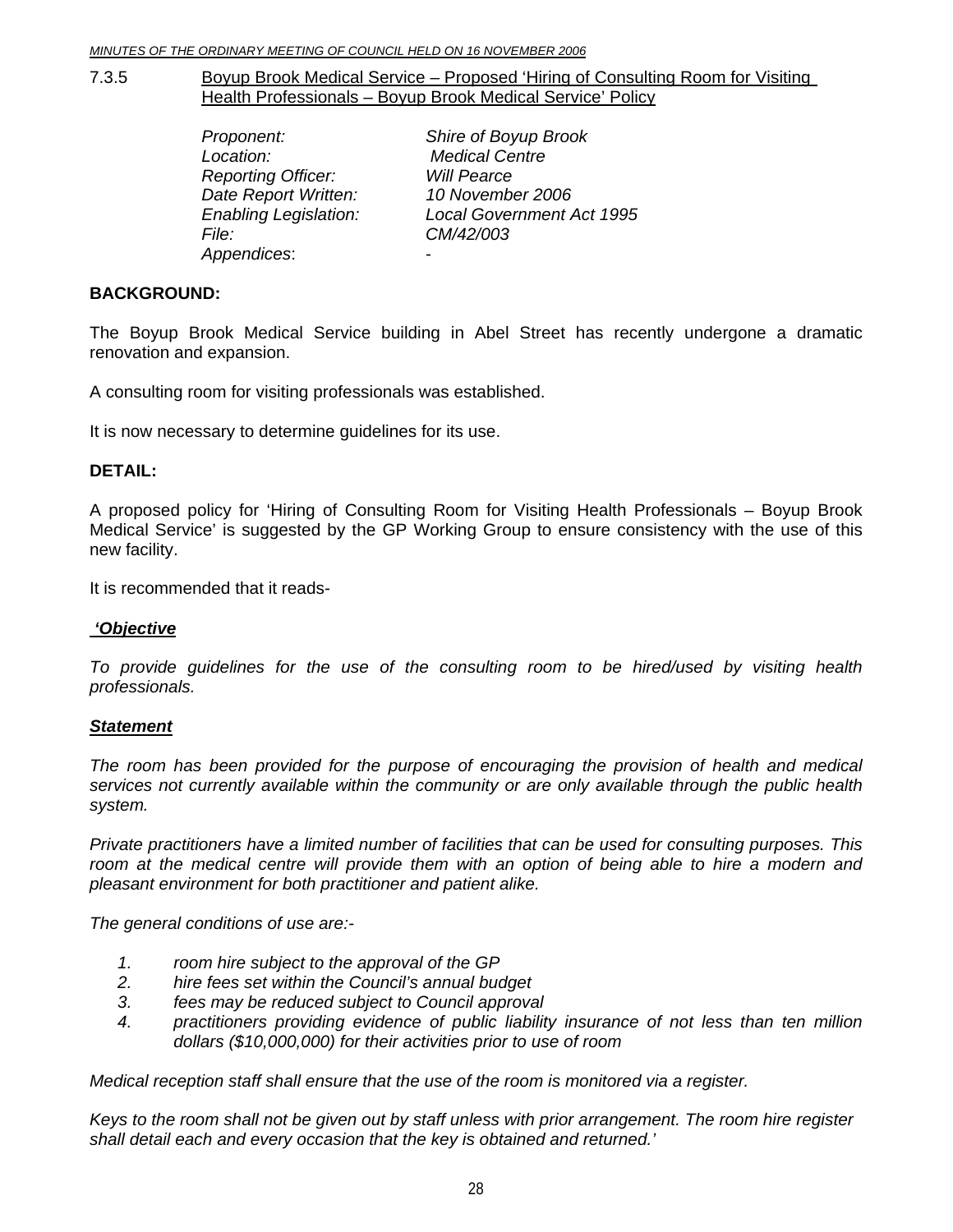### 7.3.5 Boyup Brook Medical Service – Proposed 'Hiring of Consulting Room for Visiting Health Professionals – Boyup Brook Medical Service' Policy

| | |
|---|---|
| *Proponent:* | *Shire of Boyup Brook* |
| *Location:* | *Medical Centre* |
| *Reporting Officer:* | *Will Pearce* |
| *Date Report Written:* | *10 November 2006* |
| *Enabling Legislation:* | *Local Government Act 1995* |
| *File:* | *CM/42/003* |
| *Appendices:* | *-* |

**BACKGROUND:**

The Boyup Brook Medical Service building in Abel Street has recently undergone a dramatic renovation and expansion.

A consulting room for visiting professionals was established.

It is now necessary to determine guidelines for its use.

**DETAIL:**

A proposed policy for 'Hiring of Consulting Room for Visiting Health Professionals – Boyup Brook Medical Service' is suggested by the GP Working Group to ensure consistency with the use of this new facility.

It is recommended that it reads-

***'Objective***

*To provide guidelines for the use of the consulting room to be hired/used by visiting health professionals.*

***Statement***

*The room has been provided for the purpose of encouraging the provision of health and medical services not currently available within the community or are only available through the public health system.*

*Private practitioners have a limited number of facilities that can be used for consulting purposes. This room at the medical centre will provide them with an option of being able to hire a modern and pleasant environment for both practitioner and patient alike.*

*The general conditions of use are:-*

1. *room hire subject to the approval of the GP*
2. *hire fees set within the Council's annual budget*
3. *fees may be reduced subject to Council approval*
4. *practitioners providing evidence of public liability insurance of not less than ten million dollars ($10,000,000) for their activities prior to use of room*

*Medical reception staff shall ensure that the use of the room is monitored via a register.*

*Keys to the room shall not be given out by staff unless with prior arrangement. The room hire register shall detail each and every occasion that the key is obtained and returned.'*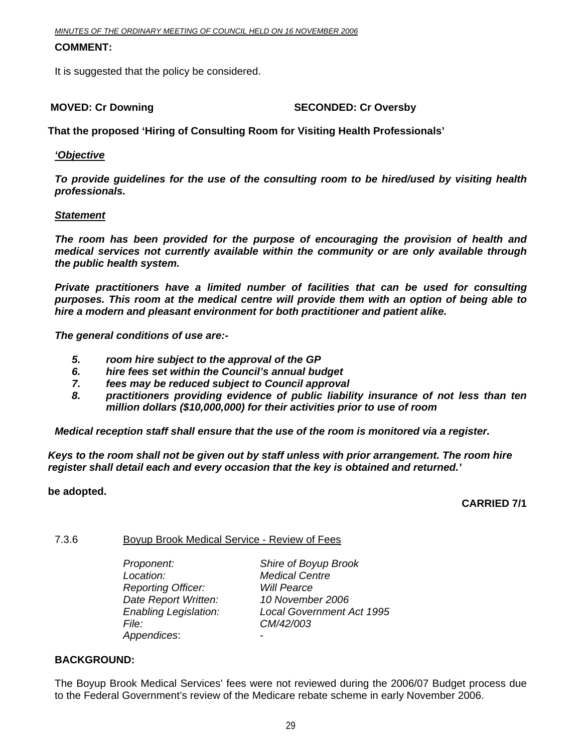**COMMENT:**

It is suggested that the policy be considered.

**MOVED: Cr Downing** **SECONDED: Cr Oversby**

**That the proposed 'Hiring of Consulting Room for Visiting Health Professionals'**

***'Objective***

***To provide guidelines for the use of the consulting room to be hired/used by visiting health professionals.***

***Statement***

***The room has been provided for the purpose of encouraging the provision of health and medical services not currently available within the community or are only available through the public health system.***

***Private practitioners have a limited number of facilities that can be used for consulting purposes. This room at the medical centre will provide them with an option of being able to hire a modern and pleasant environment for both practitioner and patient alike.***

***The general conditions of use are:-***

5. ***room hire subject to the approval of the GP***
6. ***hire fees set within the Council's annual budget***
7. ***fees may be reduced subject to Council approval***
8. ***practitioners providing evidence of public liability insurance of not less than ten million dollars ($10,000,000) for their activities prior to use of room***

***Medical reception staff shall ensure that the use of the room is monitored via a register.***

***Keys to the room shall not be given out by staff unless with prior arrangement. The room hire register shall detail each and every occasion that the key is obtained and returned.'***

**be adopted.**

**CARRIED 7/1**

### 7.3.6 Boyup Brook Medical Service - Review of Fees

| | |
|---|---|
| *Proponent:* | *Shire of Boyup Brook* |
| *Location:* | *Medical Centre* |
| *Reporting Officer:* | *Will Pearce* |
| *Date Report Written:* | *10 November 2006* |
| *Enabling Legislation:* | *Local Government Act 1995* |
| *File:* | *CM/42/003* |
| *Appendices:* | - |

**BACKGROUND:**

The Boyup Brook Medical Services' fees were not reviewed during the 2006/07 Budget process due to the Federal Government's review of the Medicare rebate scheme in early November 2006.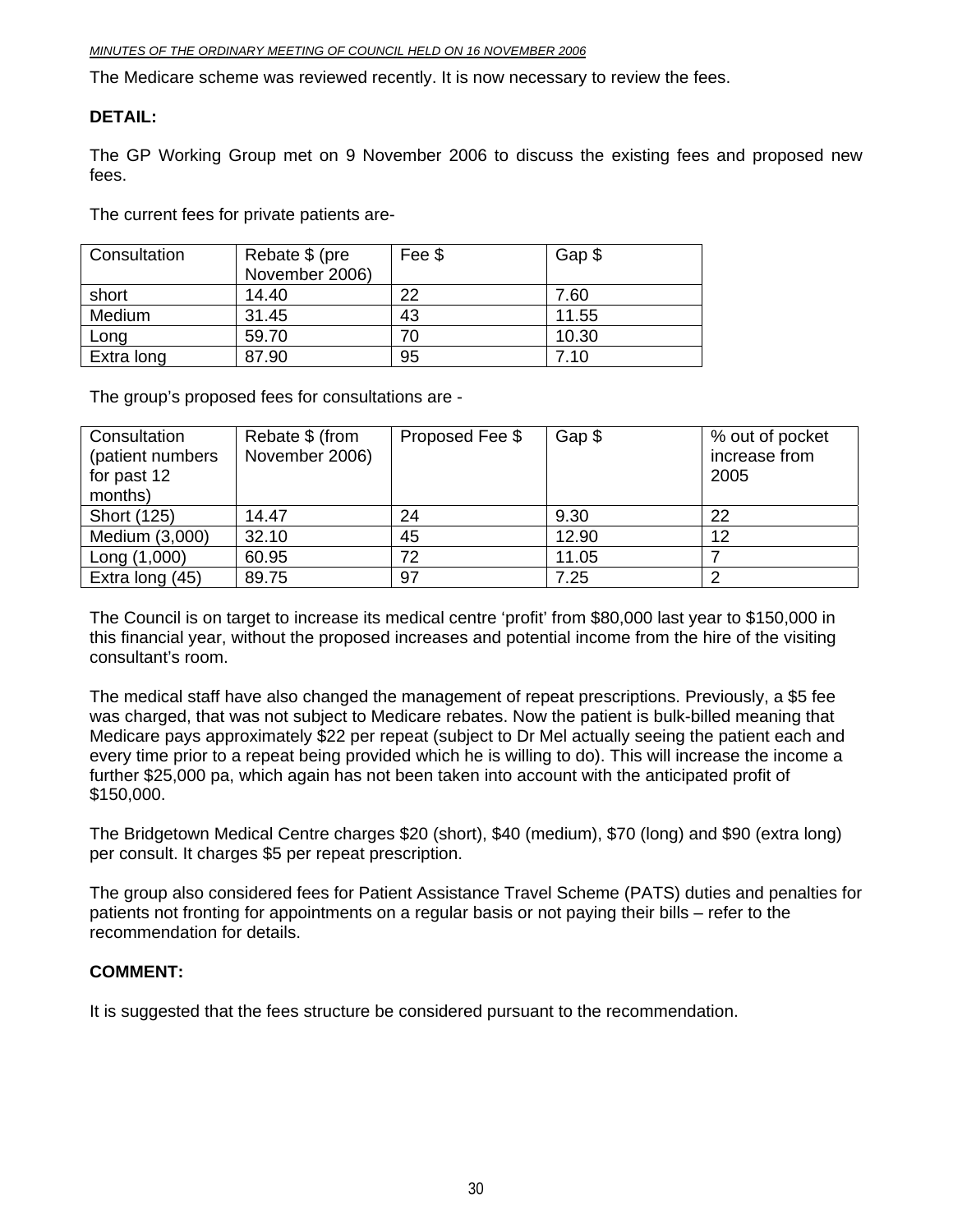The Medicare scheme was reviewed recently. It is now necessary to review the fees.

**DETAIL:**

The GP Working Group met on 9 November 2006 to discuss the existing fees and proposed new fees.

The current fees for private patients are-

| Consultation | Rebate $ (pre November 2006) | Fee $ | Gap $ |
|---|---|---|---|
| short | 14.40 | 22 | 7.60 |
| Medium | 31.45 | 43 | 11.55 |
| Long | 59.70 | 70 | 10.30 |
| Extra long | 87.90 | 95 | 7.10 |

The group's proposed fees for consultations are -

| Consultation (patient numbers for past 12 months) | Rebate $ (from November 2006) | Proposed Fee $ | Gap $ | % out of pocket increase from 2005 |
|---|---|---|---|---|
| Short (125) | 14.47 | 24 | 9.30 | 22 |
| Medium (3,000) | 32.10 | 45 | 12.90 | 12 |
| Long (1,000) | 60.95 | 72 | 11.05 | 7 |
| Extra long (45) | 89.75 | 97 | 7.25 | 2 |

The Council is on target to increase its medical centre 'profit' from $80,000 last year to $150,000 in this financial year, without the proposed increases and potential income from the hire of the visiting consultant's room.

The medical staff have also changed the management of repeat prescriptions. Previously, a $5 fee was charged, that was not subject to Medicare rebates. Now the patient is bulk-billed meaning that Medicare pays approximately $22 per repeat (subject to Dr Mel actually seeing the patient each and every time prior to a repeat being provided which he is willing to do). This will increase the income a further $25,000 pa, which again has not been taken into account with the anticipated profit of $150,000.

The Bridgetown Medical Centre charges $20 (short), $40 (medium), $70 (long) and $90 (extra long) per consult. It charges $5 per repeat prescription.

The group also considered fees for Patient Assistance Travel Scheme (PATS) duties and penalties for patients not fronting for appointments on a regular basis or not paying their bills – refer to the recommendation for details.

**COMMENT:**

It is suggested that the fees structure be considered pursuant to the recommendation.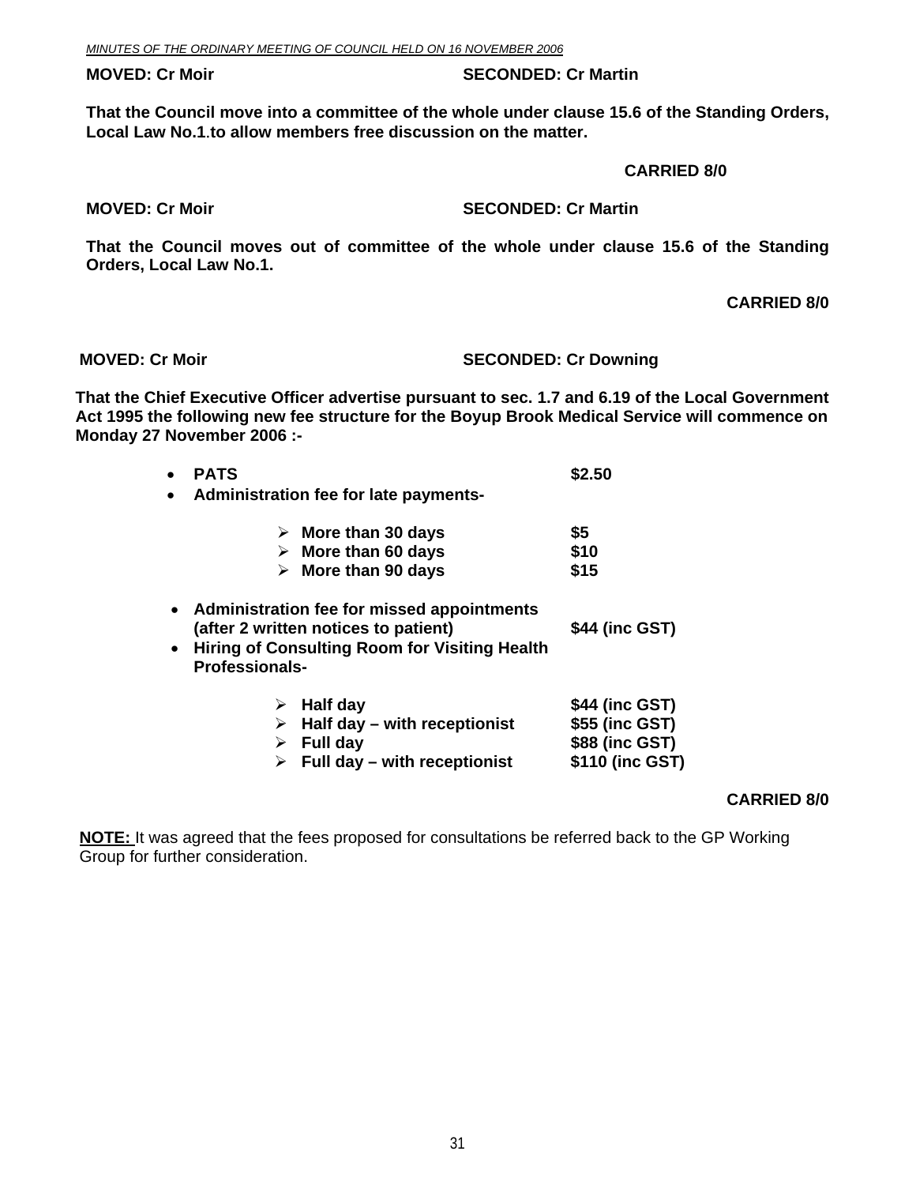**MOVED: Cr Moir SECONDED: Cr Martin**

**That the Council move into a committee of the whole under clause 15.6 of the Standing Orders, Local Law No.1.to allow members free discussion on the matter.**

**CARRIED 8/0**

**MOVED: Cr Moir SECONDED: Cr Martin**

**That the Council moves out of committee of the whole under clause 15.6 of the Standing Orders, Local Law No.1.**

**CARRIED 8/0**

**MOVED: Cr Moir SECONDED: Cr Downing**

**That the Chief Executive Officer advertise pursuant to sec. 1.7 and 6.19 of the Local Government Act 1995 the following new fee structure for the Boyup Brook Medical Service will commence on Monday 27 November 2006 :-**

- **PATS** **$2.50**
- **Administration fee for late payments-**
  - **More than 30 days** **$5**
  - **More than 60 days** **$10**
  - **More than 90 days** **$15**
- **Administration fee for missed appointments (after 2 written notices to patient)** **$44 (inc GST)**
- **Hiring of Consulting Room for Visiting Health Professionals-**
  - **Half day** **$44 (inc GST)**
  - **Half day – with receptionist** **$55 (inc GST)**
  - **Full day** **$88 (inc GST)**
  - **Full day – with receptionist** **$110 (inc GST)**

**CARRIED 8/0**

**NOTE:** It was agreed that the fees proposed for consultations be referred back to the GP Working Group for further consideration.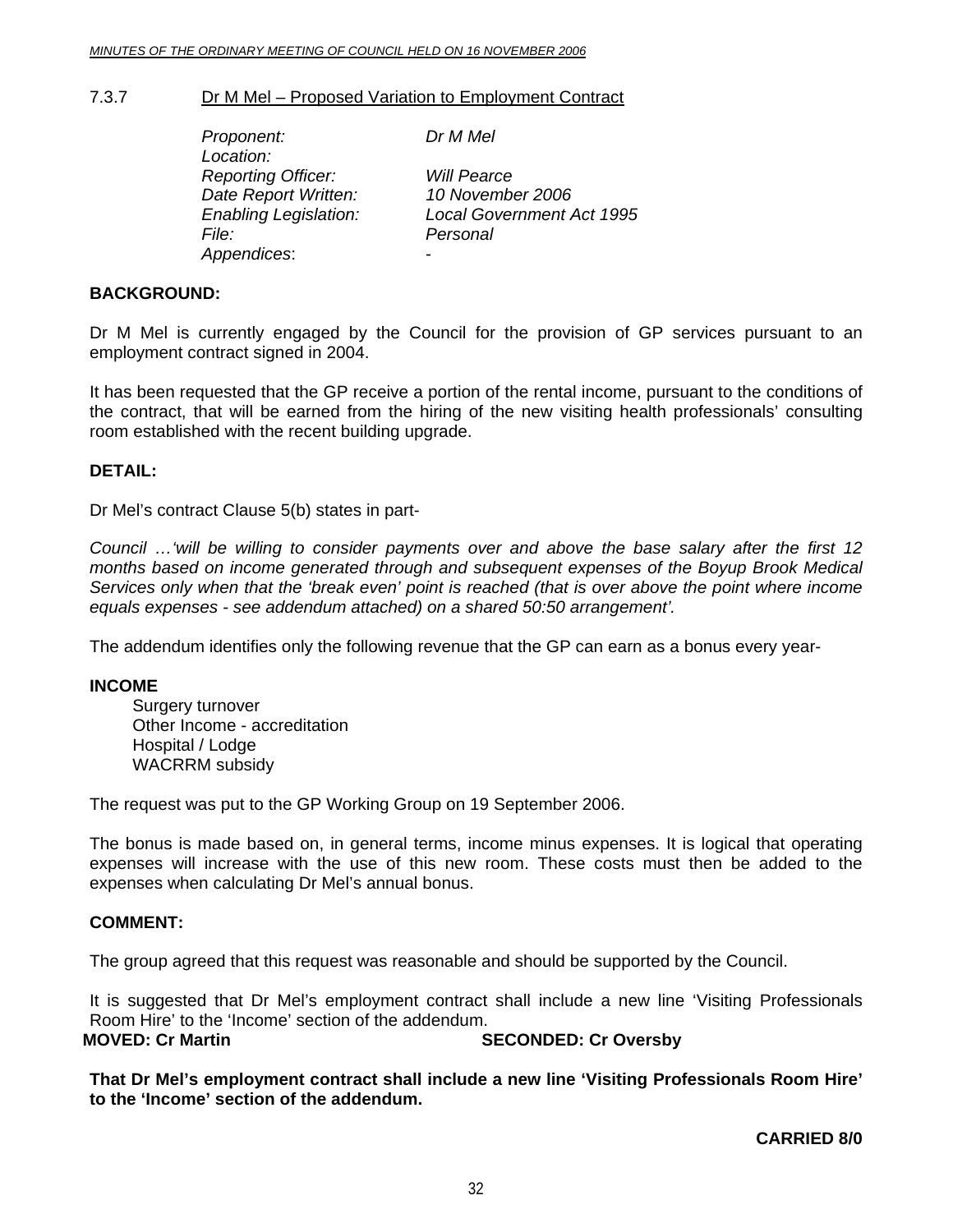### 7.3.7 Dr M Mel – Proposed Variation to Employment Contract

*Proponent:* *Dr M Mel*
*Location:*
*Reporting Officer:* *Will Pearce*
*Date Report Written:* *10 November 2006*
*Enabling Legislation:* *Local Government Act 1995*
*File:* *Personal*
*Appendices*: -

**BACKGROUND:**

Dr M Mel is currently engaged by the Council for the provision of GP services pursuant to an employment contract signed in 2004.

It has been requested that the GP receive a portion of the rental income, pursuant to the conditions of the contract, that will be earned from the hiring of the new visiting health professionals' consulting room established with the recent building upgrade.

**DETAIL:**

Dr Mel's contract Clause 5(b) states in part-

*Council …'will be willing to consider payments over and above the base salary after the first 12 months based on income generated through and subsequent expenses of the Boyup Brook Medical Services only when that the 'break even' point is reached (that is over above the point where income equals expenses - see addendum attached) on a shared 50:50 arrangement'.*

The addendum identifies only the following revenue that the GP can earn as a bonus every year-

**INCOME**

Surgery turnover
Other Income - accreditation
Hospital / Lodge
WACRRM subsidy

The request was put to the GP Working Group on 19 September 2006.

The bonus is made based on, in general terms, income minus expenses. It is logical that operating expenses will increase with the use of this new room. These costs must then be added to the expenses when calculating Dr Mel's annual bonus.

**COMMENT:**

The group agreed that this request was reasonable and should be supported by the Council.

It is suggested that Dr Mel's employment contract shall include a new line 'Visiting Professionals Room Hire' to the 'Income' section of the addendum.

**MOVED: Cr Martin** **SECONDED: Cr Oversby**

**That Dr Mel's employment contract shall include a new line 'Visiting Professionals Room Hire' to the 'Income' section of the addendum.**

**CARRIED 8/0**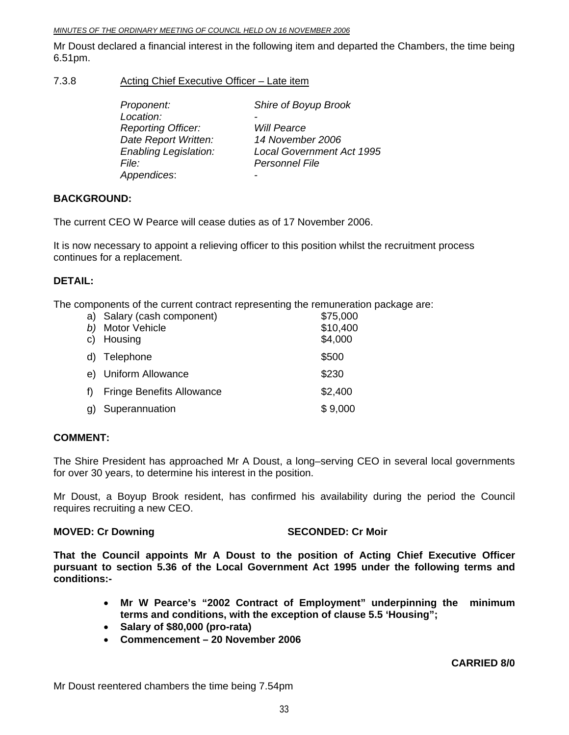Mr Doust declared a financial interest in the following item and departed the Chambers, the time being 6.51pm.

7.3.8 Acting Chief Executive Officer – Late item

| | |
|---|---|
| *Proponent:* | *Shire of Boyup Brook* |
| *Location:* | - |
| *Reporting Officer:* | *Will Pearce* |
| *Date Report Written:* | *14 November 2006* |
| *Enabling Legislation:* | *Local Government Act 1995* |
| *File:* | *Personnel File* |
| *Appendices*: | - |

**BACKGROUND:**

The current CEO W Pearce will cease duties as of 17 November 2006.

It is now necessary to appoint a relieving officer to this position whilst the recruitment process continues for a replacement.

**DETAIL:**

The components of the current contract representing the remuneration package are:

| | |
|---|---|
| a) Salary (cash component) | $75,000 |
| *b)* Motor Vehicle | $10,400 |
| c) Housing | $4,000 |
| d) Telephone | $500 |
| e) Uniform Allowance | $230 |
| f) Fringe Benefits Allowance | $2,400 |
| g) Superannuation | $ 9,000 |

**COMMENT:**

The Shire President has approached Mr A Doust, a long–serving CEO in several local governments for over 30 years, to determine his interest in the position.

Mr Doust, a Boyup Brook resident, has confirmed his availability during the period the Council requires recruiting a new CEO.

**MOVED: Cr Downing SECONDED: Cr Moir**

**That the Council appoints Mr A Doust to the position of Acting Chief Executive Officer pursuant to section 5.36 of the Local Government Act 1995 under the following terms and conditions:-**

- **Mr W Pearce's "2002 Contract of Employment" underpinning the minimum terms and conditions, with the exception of clause 5.5 'Housing";**
- **Salary of $80,000 (pro-rata)**
- **Commencement – 20 November 2006**

**CARRIED 8/0**

Mr Doust reentered chambers the time being 7.54pm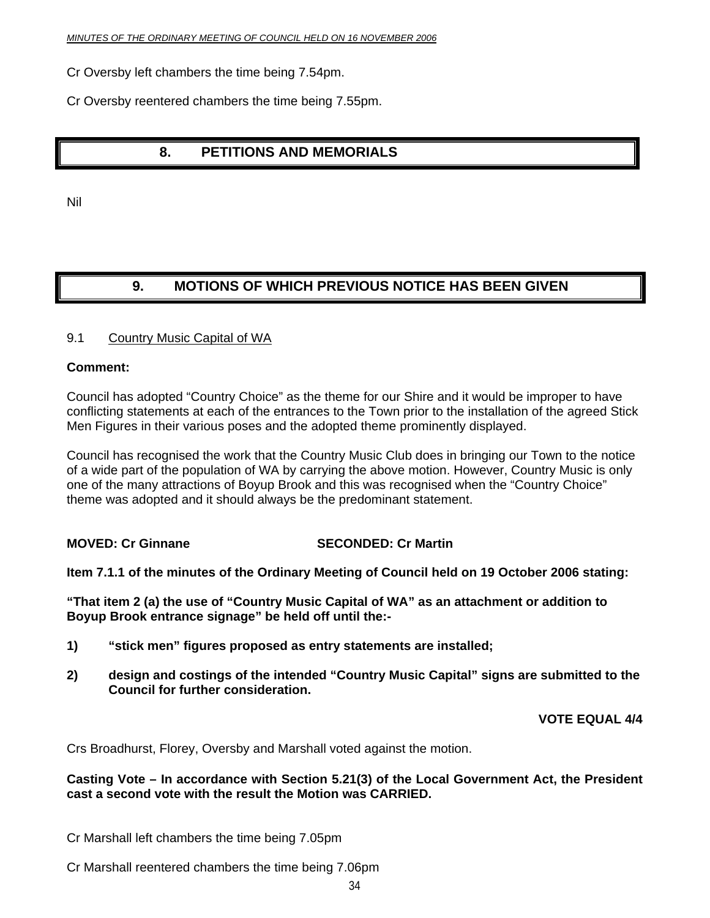Cr Oversby left chambers the time being 7.54pm.

Cr Oversby reentered chambers the time being 7.55pm.

# 8. PETITIONS AND MEMORIALS

Nil

# 9. MOTIONS OF WHICH PREVIOUS NOTICE HAS BEEN GIVEN

9.1 Country Music Capital of WA

**Comment:**

Council has adopted "Country Choice" as the theme for our Shire and it would be improper to have conflicting statements at each of the entrances to the Town prior to the installation of the agreed Stick Men Figures in their various poses and the adopted theme prominently displayed.

Council has recognised the work that the Country Music Club does in bringing our Town to the notice of a wide part of the population of WA by carrying the above motion. However, Country Music is only one of the many attractions of Boyup Brook and this was recognised when the "Country Choice" theme was adopted and it should always be the predominant statement.

**MOVED: Cr Ginnane SECONDED: Cr Martin**

**Item 7.1.1 of the minutes of the Ordinary Meeting of Council held on 19 October 2006 stating:**

**"That item 2 (a) the use of "Country Music Capital of WA" as an attachment or addition to Boyup Brook entrance signage" be held off until the:-**

**1) "stick men" figures proposed as entry statements are installed;**

**2) design and costings of the intended "Country Music Capital" signs are submitted to the Council for further consideration.**

**VOTE EQUAL 4/4**

Crs Broadhurst, Florey, Oversby and Marshall voted against the motion.

**Casting Vote – In accordance with Section 5.21(3) of the Local Government Act, the President cast a second vote with the result the Motion was CARRIED.**

Cr Marshall left chambers the time being 7.05pm

Cr Marshall reentered chambers the time being 7.06pm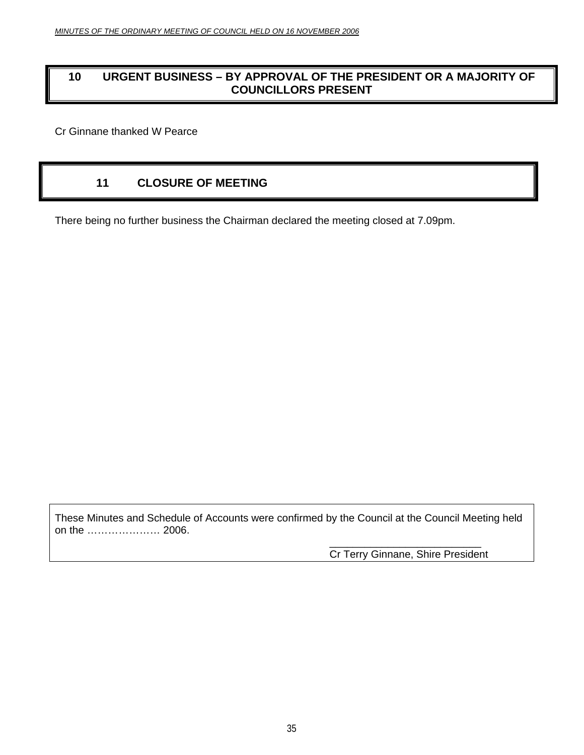## 10 URGENT BUSINESS – BY APPROVAL OF THE PRESIDENT OR A MAJORITY OF COUNCILLORS PRESENT

Cr Ginnane thanked W Pearce

## 11 CLOSURE OF MEETING

There being no further business the Chairman declared the meeting closed at 7.09pm.

These Minutes and Schedule of Accounts were confirmed by the Council at the Council Meeting held on the ………………… 2006.

_________________________

Cr Terry Ginnane, Shire President